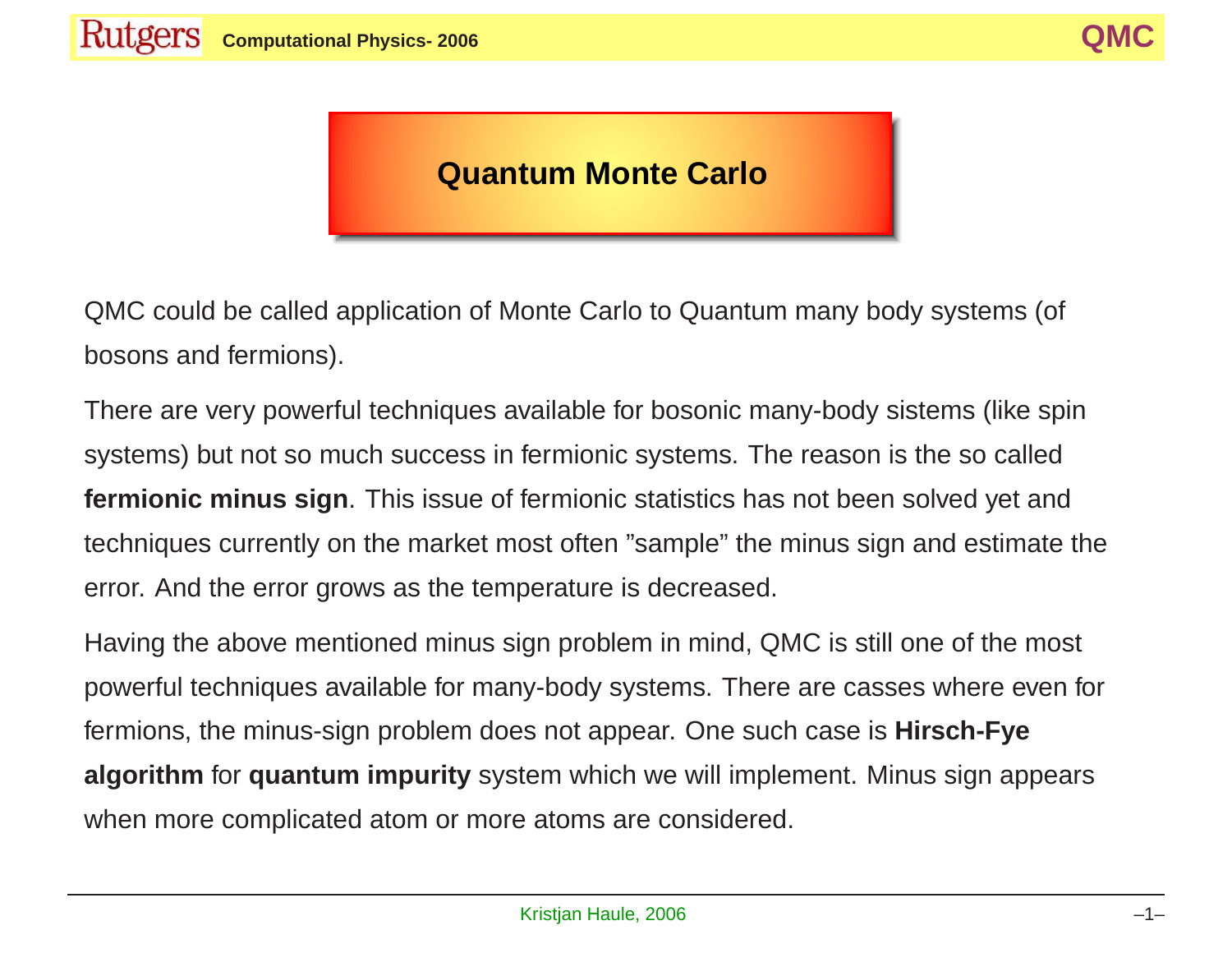# Quantum Monte Carlo

QMC could be called application of Monte Carlo to Quantum many body systems (of bosons and fermions).

There are very powerful techniques available for bosonic many-body sistems (like spin systems) but not so much success in fermionic systems. The reason is the so called **fermionic minus sign**. This issue of fermionic statistics has not been solved yet and techniques currently on the market most often "sample" the minus sign and estimate the error. And the error grows as the temperature is decreased.

Having the above mentioned minus sign problem in mind, QMC is still one of the most powerful techniques available for many-body systems. There are casses where even for fermions, the minus-sign problem does not appear. One such case is **Hirsch-Fye algorithm** for **quantum impurity** system which we will implement. Minus sign appears when more complicated atom or more atoms are considered.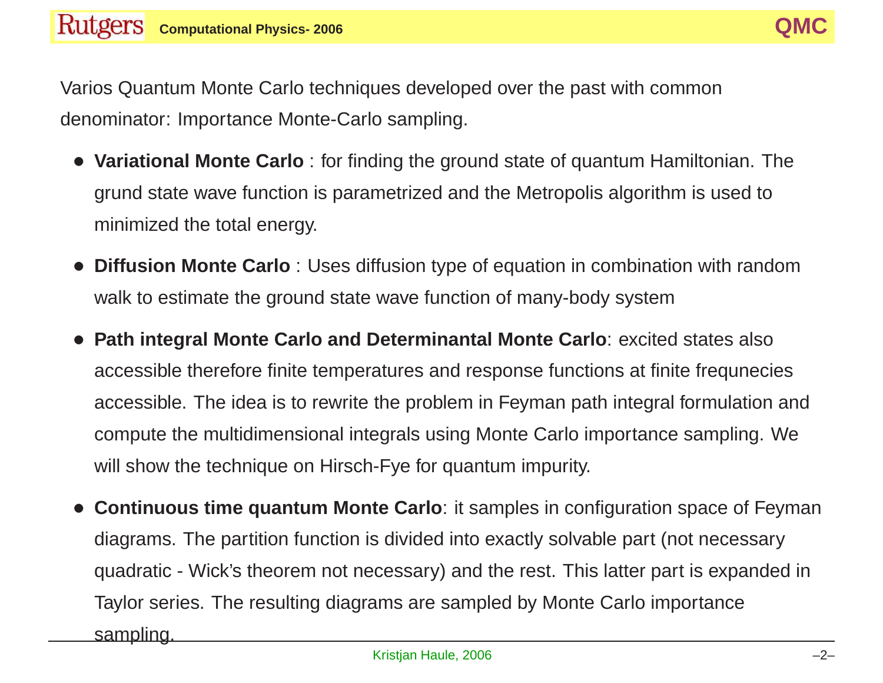Varios Quantum Monte Carlo techniques developed over the past with common denominator: Importance Monte-Carlo sampling.

- **Variational Monte Carlo** : for finding the ground state of quantum Hamiltonian. The grund state wave function is parametrized and the Metropolis algorithm is used to minimized the total energy.
- **Diffusion Monte Carlo** : Uses diffusion type of equation in combination with random walk to estimate the ground state wave function of many-body system
- **Path integral Monte Carlo and Determinantal Monte Carlo**: excited states also accessible therefore finite temperatures and response functions at finite frequnecies accessible. The idea is to rewrite the problem in Feyman path integral formulation and compute the multidimensional integrals using Monte Carlo importance sampling. We will show the technique on Hirsch-Fye for quantum impurity.
- **Continuous time quantum Monte Carlo**: it samples in configuration space of Feyman diagrams. The partition function is divided into exactly solvable part (not necessary quadratic - Wick's theorem not necessary) and the rest. This latter part is expanded in Taylor series. The resulting diagrams are sampled by Monte Carlo importance sampling.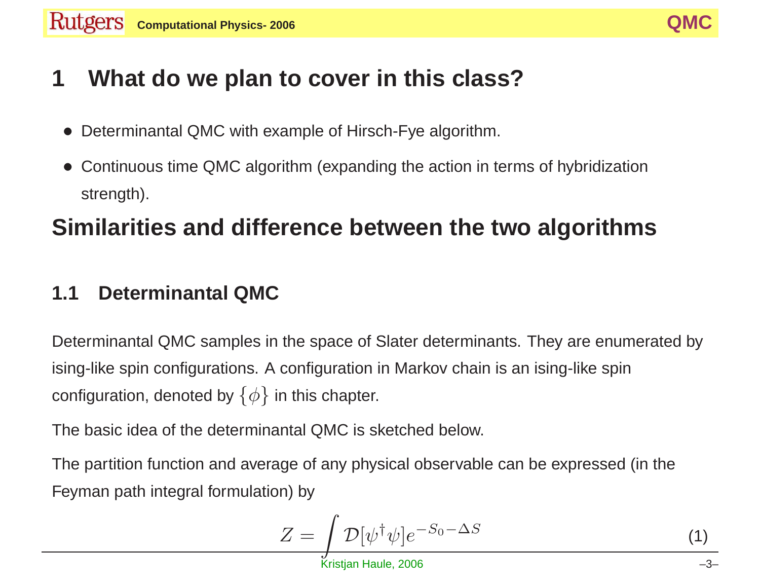# 1 What do we plan to cover in this class?

- Determinantal QMC with example of Hirsch-Fye algorithm.
- Continuous time QMC algorithm (expanding the action in terms of hybridization strength).

# Similarities and difference between the two algorithms

## 1.1 Determinantal QMC

Determinantal QMC samples in the space of Slater determinants. They are enumerated by ising-like spin configurations. A configuration in Markov chain is an ising-like spin configuration, denoted by $\{\phi\}$ in this chapter.

The basic idea of the determinantal QMC is sketched below.

The partition function and average of any physical observable can be expressed (in the Feyman path integral formulation) by

$$Z = \int \mathcal{D}[\psi^\dagger \psi] e^{-S_0 - \Delta S} \tag{1}$$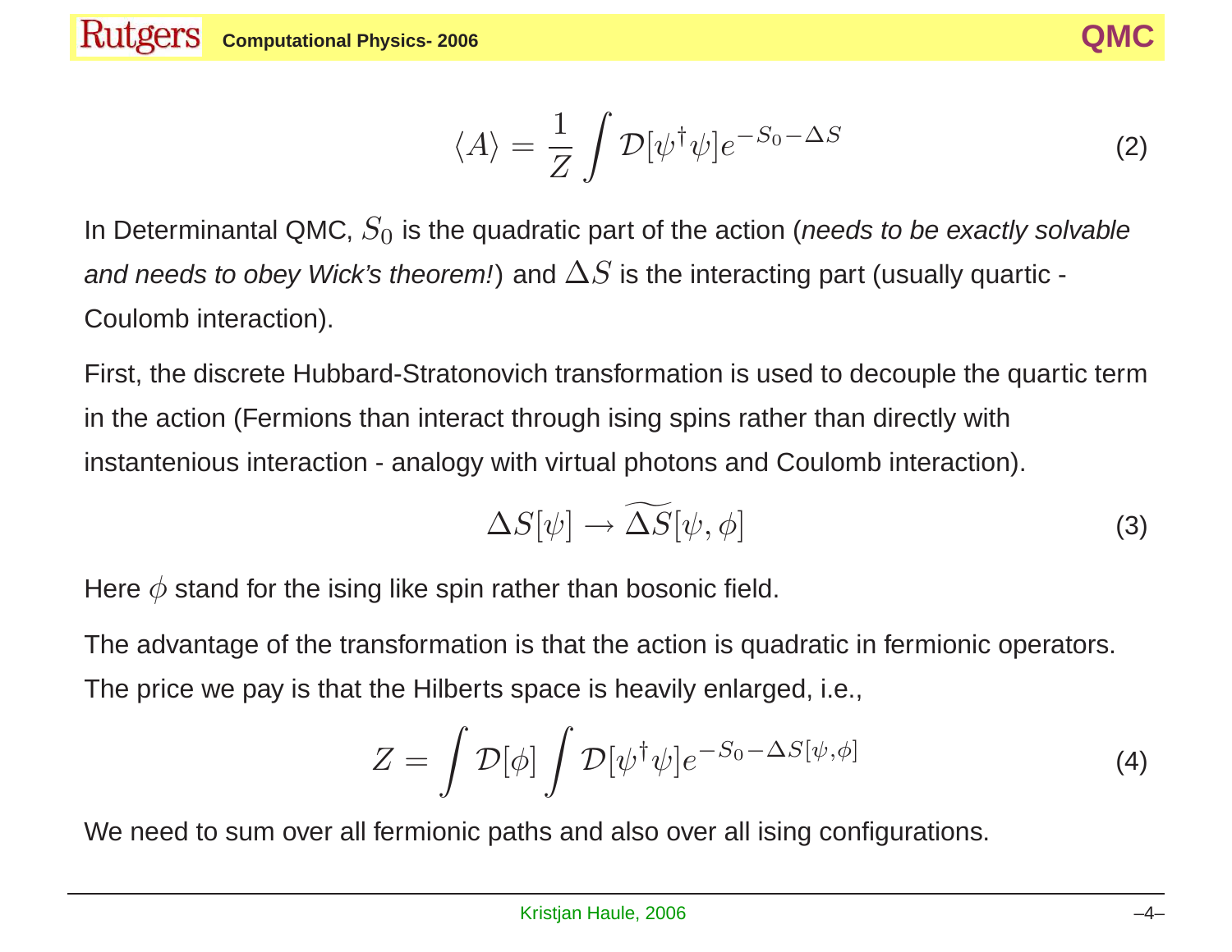$$\langle A \rangle = \frac{1}{Z} \int \mathcal{D}[\psi^\dagger \psi] e^{-S_0 - \Delta S} \tag{2}$$

In Determinantal QMC, $S_0$ is the quadratic part of the action (*needs to be exactly solvable and needs to obey Wick's theorem!*) and $\Delta S$ is the interacting part (usually quartic - Coulomb interaction).

First, the discrete Hubbard-Stratonovich transformation is used to decouple the quartic term in the action (Fermions than interact through ising spins rather than directly with instantenious interaction - analogy with virtual photons and Coulomb interaction).

$$\Delta S[\psi] \to \widetilde{\Delta S}[\psi, \phi] \tag{3}$$

Here $\phi$ stand for the ising like spin rather than bosonic field.

The advantage of the transformation is that the action is quadratic in fermionic operators. The price we pay is that the Hilberts space is heavily enlarged, i.e.,

$$Z = \int \mathcal{D}[\phi] \int \mathcal{D}[\psi^\dagger \psi] e^{-S_0 - \Delta S[\psi, \phi]} \tag{4}$$

We need to sum over all fermionic paths and also over all ising configurations.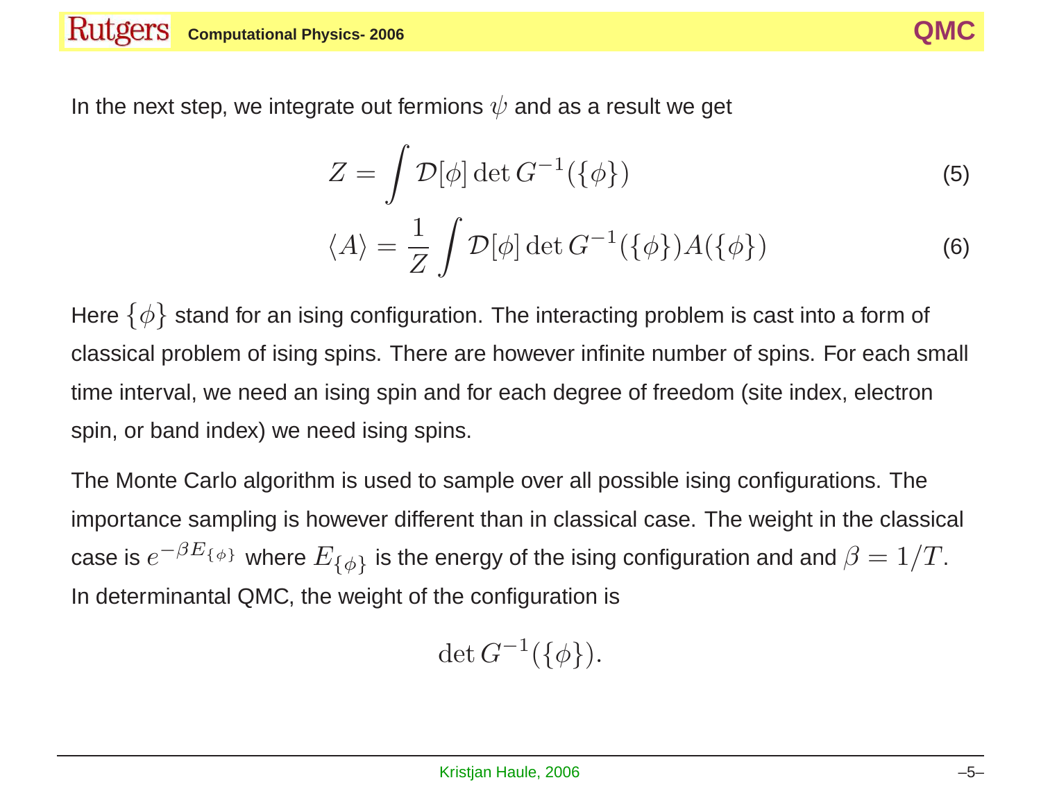In the next step, we integrate out fermions $\psi$ and as a result we get

$$Z = \int \mathcal{D}[\phi] \det G^{-1}(\{\phi\}) \tag{5}$$

$$\langle A \rangle = \frac{1}{Z} \int \mathcal{D}[\phi] \det G^{-1}(\{\phi\}) A(\{\phi\}) \tag{6}$$

Here $\{\phi\}$ stand for an ising configuration. The interacting problem is cast into a form of classical problem of ising spins. There are however infinite number of spins. For each small time interval, we need an ising spin and for each degree of freedom (site index, electron spin, or band index) we need ising spins.

The Monte Carlo algorithm is used to sample over all possible ising configurations. The importance sampling is however different than in classical case. The weight in the classical case is $e^{-\beta E_{\{\phi\}}}$ where $E_{\{\phi\}}$ is the energy of the ising configuration and and $\beta = 1/T$. In determinantal QMC, the weight of the configuration is

$$\det G^{-1}(\{\phi\}).$$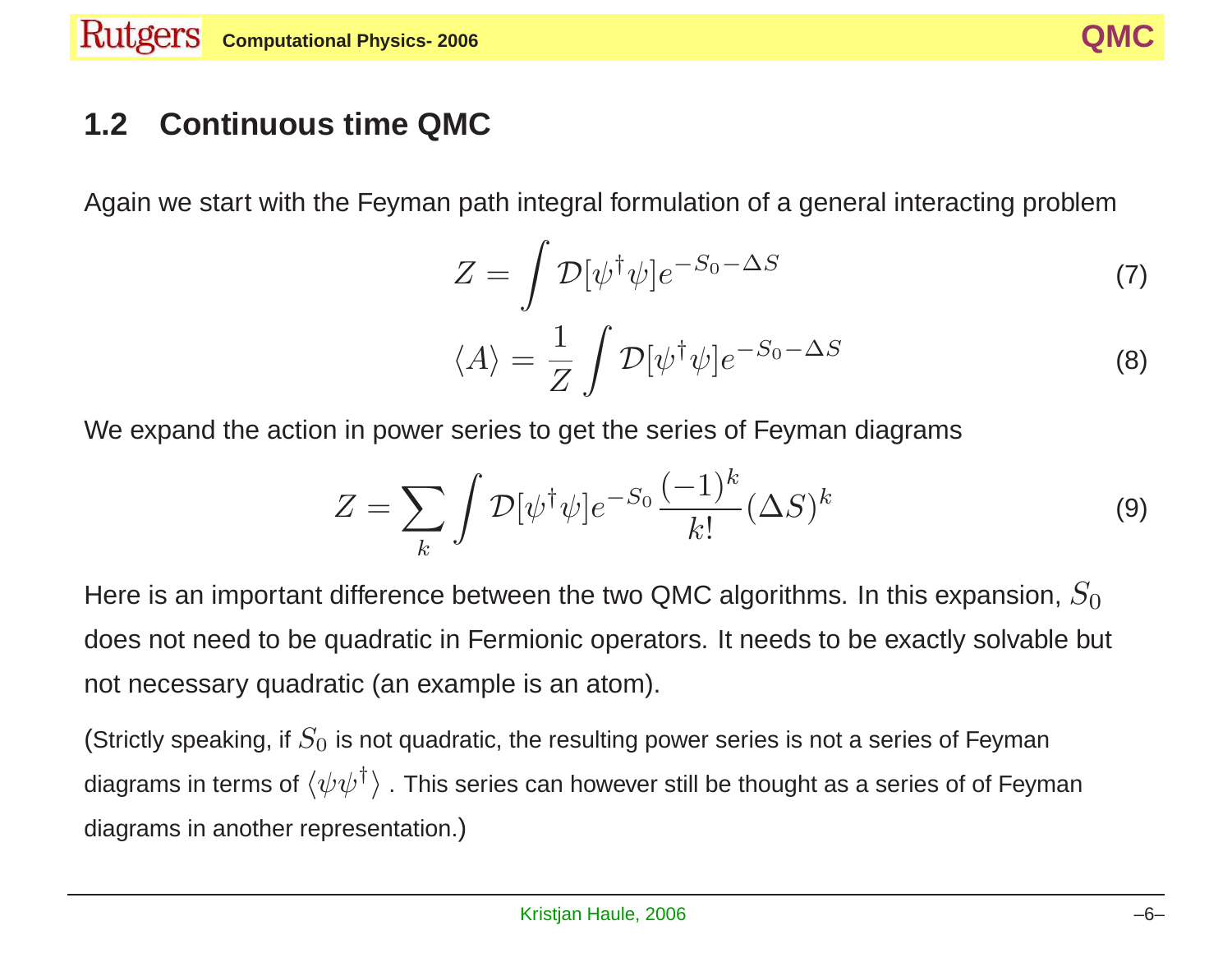## 1.2 Continuous time QMC

Again we start with the Feyman path integral formulation of a general interacting problem

$$Z = \int \mathcal{D}[\psi^\dagger \psi] e^{-S_0 - \Delta S} \tag{7}$$

$$\langle A \rangle = \frac{1}{Z} \int \mathcal{D}[\psi^\dagger \psi] e^{-S_0 - \Delta S} \tag{8}$$

We expand the action in power series to get the series of Feyman diagrams

$$Z = \sum_k \int \mathcal{D}[\psi^\dagger \psi] e^{-S_0} \frac{(-1)^k}{k!} (\Delta S)^k \tag{9}$$

Here is an important difference between the two QMC algorithms. In this expansion, $S_0$ does not need to be quadratic in Fermionic operators. It needs to be exactly solvable but not necessary quadratic (an example is an atom).

(Strictly speaking, if $S_0$ is not quadratic, the resulting power series is not a series of Feyman diagrams in terms of $\langle \psi \psi^\dagger \rangle$ . This series can however still be thought as a series of of Feyman diagrams in another representation.)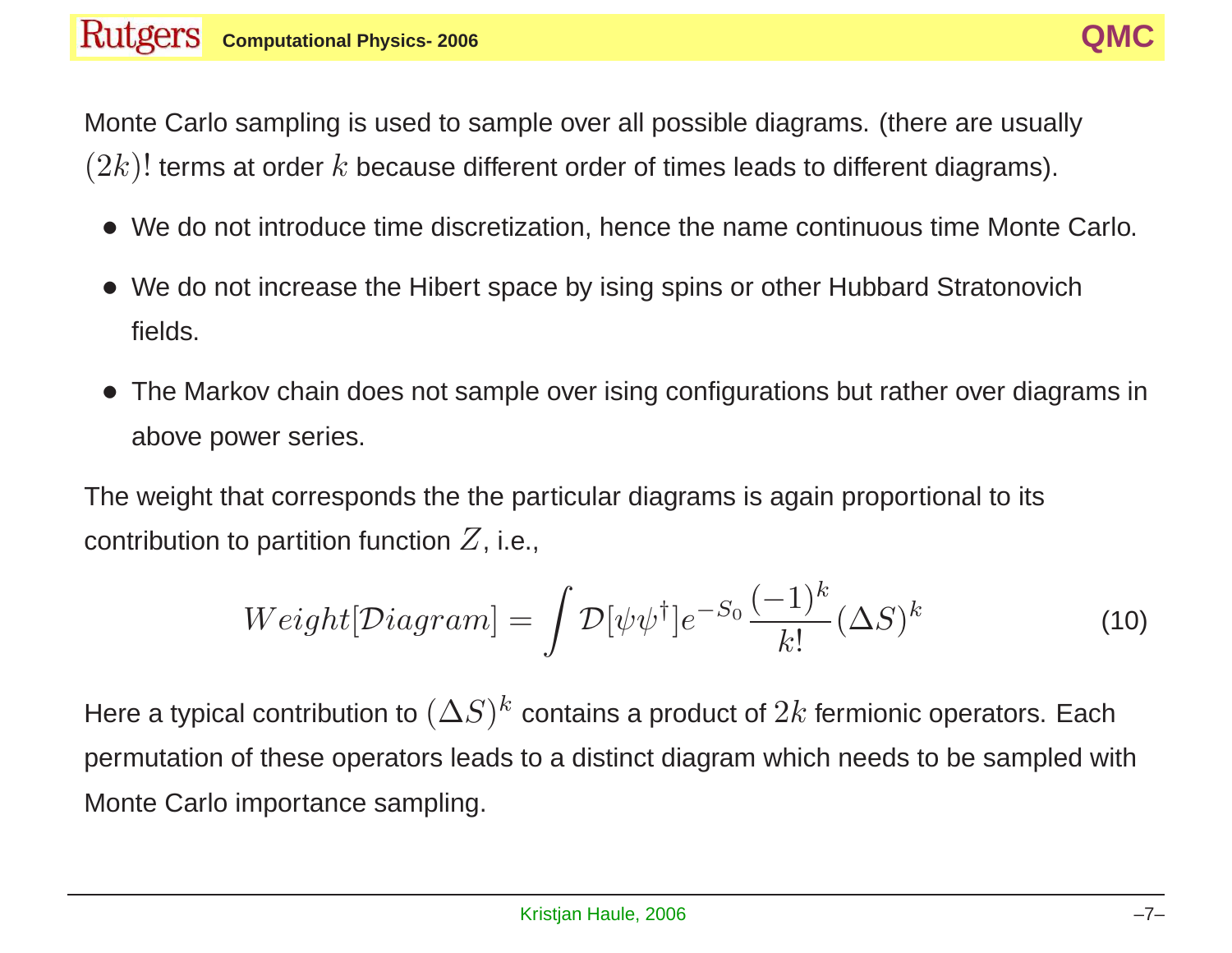Monte Carlo sampling is used to sample over all possible diagrams. (there are usually $(2k)!$ terms at order $k$ because different order of times leads to different diagrams).

- We do not introduce time discretization, hence the name continuous time Monte Carlo.
- We do not increase the Hibert space by ising spins or other Hubbard Stratonovich fields.
- The Markov chain does not sample over ising configurations but rather over diagrams in above power series.

The weight that corresponds the the particular diagrams is again proportional to its contribution to partition function $Z$, i.e.,

$$Weight[\mathcal{D}iagram] = \int \mathcal{D}[\psi\psi^\dagger] e^{-S_0} \frac{(-1)^k}{k!} (\Delta S)^k \tag{10}$$

Here a typical contribution to $(\Delta S)^k$ contains a product of $2k$ fermionic operators. Each permutation of these operators leads to a distinct diagram which needs to be sampled with Monte Carlo importance sampling.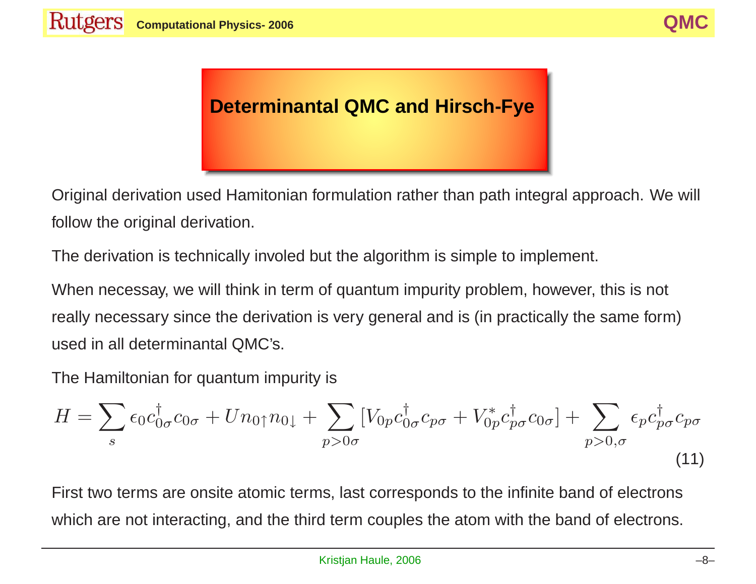## Determinantal QMC and Hirsch-Fye

Original derivation used Hamitonian formulation rather than path integral approach. We will follow the original derivation.

The derivation is technically involed but the algorithm is simple to implement.

When necessay, we will think in term of quantum impurity problem, however, this is not really necessary since the derivation is very general and is (in practically the same form) used in all determinantal QMC's.

The Hamiltonian for quantum impurity is

$$H = \sum_{s} \epsilon_0 c^{\dagger}_{0\sigma} c_{0\sigma} + U n_{0\uparrow} n_{0\downarrow} + \sum_{p>0\sigma} [V_{0p} c^{\dagger}_{0\sigma} c_{p\sigma} + V^{*}_{0p} c^{\dagger}_{p\sigma} c_{0\sigma}] + \sum_{p>0,\sigma} \epsilon_p c^{\dagger}_{p\sigma} c_{p\sigma} \tag{11}$$

First two terms are onsite atomic terms, last corresponds to the infinite band of electrons which are not interacting, and the third term couples the atom with the band of electrons.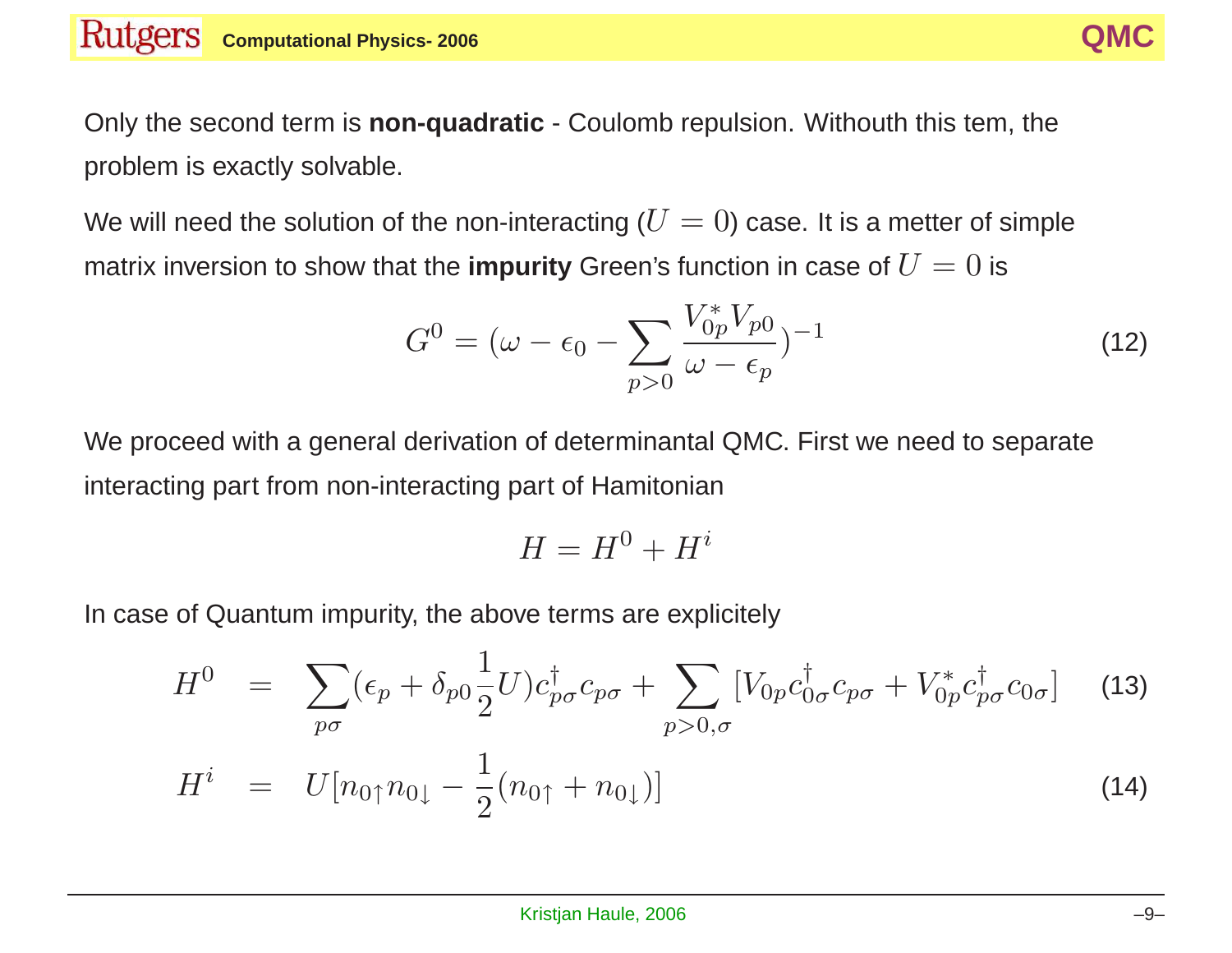Only the second term is **non-quadratic** - Coulomb repulsion. Withouth this tem, the problem is exactly solvable.

We will need the solution of the non-interacting ($U = 0$) case. It is a metter of simple matrix inversion to show that the **impurity** Green's function in case of $U = 0$ is

$$G^0 = (\omega - \epsilon_0 - \sum_{p>0} \frac{V_{0p}^* V_{p0}}{\omega - \epsilon_p})^{-1} \tag{12}$$

We proceed with a general derivation of determinantal QMC. First we need to separate interacting part from non-interacting part of Hamitonian

$$H = H^0 + H^i$$

In case of Quantum impurity, the above terms are explicitely

$$H^0 = \sum_{p\sigma} (\epsilon_p + \delta_{p0} \frac{1}{2} U) c_{p\sigma}^\dagger c_{p\sigma} + \sum_{p>0,\sigma} [V_{0p} c_{0\sigma}^\dagger c_{p\sigma} + V_{0p}^* c_{p\sigma}^\dagger c_{0\sigma}] \tag{13}$$

$$H^i = U[n_{0\uparrow} n_{0\downarrow} - \frac{1}{2}(n_{0\uparrow} + n_{0\downarrow})] \tag{14}$$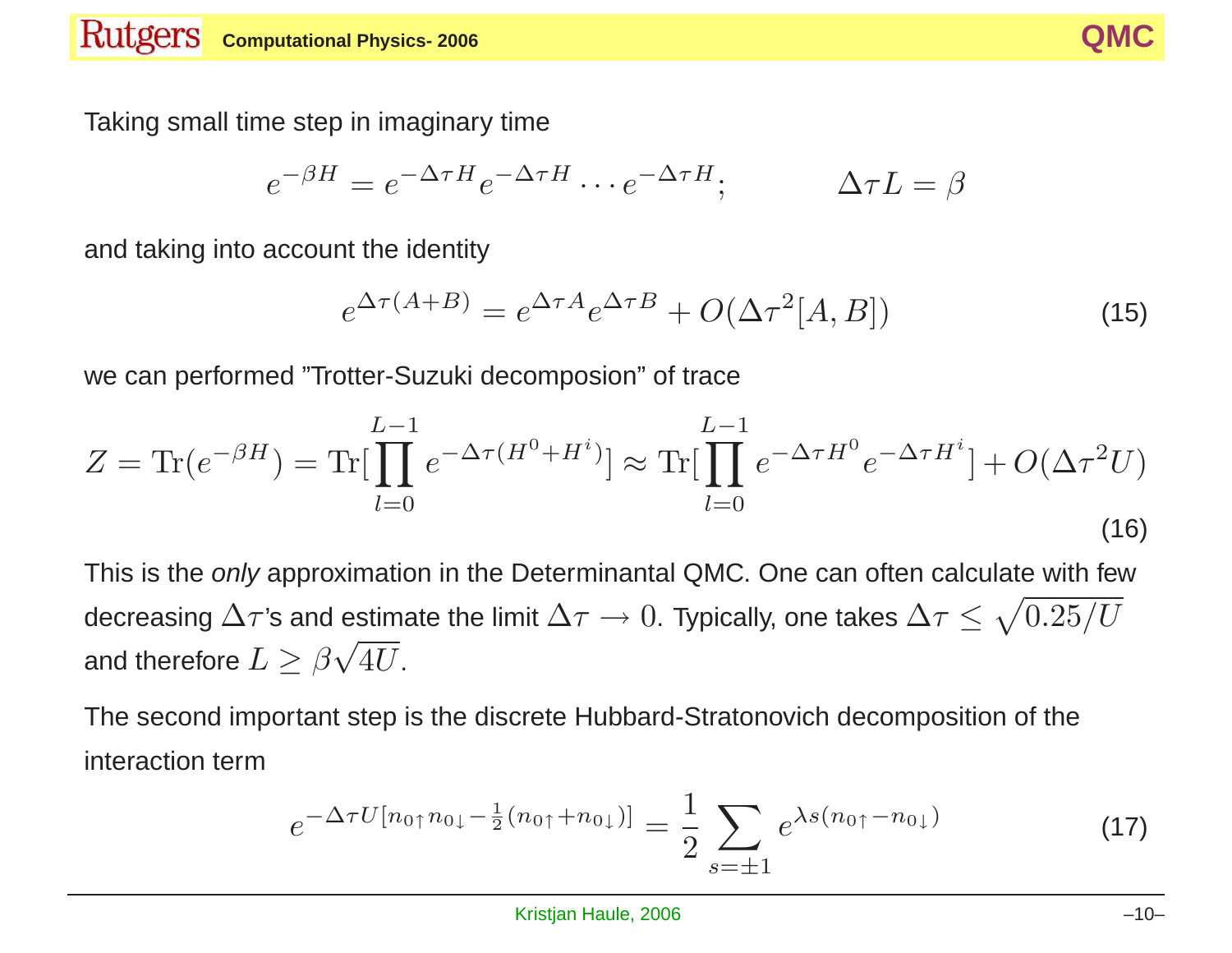Taking small time step in imaginary time

$$e^{-\beta H} = e^{-\Delta\tau H} e^{-\Delta\tau H} \cdots e^{-\Delta\tau H}; \qquad\qquad \Delta\tau L = \beta$$

and taking into account the identity

$$e^{\Delta\tau(A+B)} = e^{\Delta\tau A} e^{\Delta\tau B} + O(\Delta\tau^2 [A,B]) \tag{15}$$

we can performed ”Trotter-Suzuki decomposion” of trace

$$Z = \mathrm{Tr}(e^{-\beta H}) = \mathrm{Tr}[\prod_{l=0}^{L-1} e^{-\Delta\tau(H^0 + H^i)}] \approx \mathrm{Tr}[\prod_{l=0}^{L-1} e^{-\Delta\tau H^0} e^{-\Delta\tau H^i}] + O(\Delta\tau^2 U) \tag{16}$$

This is the *only* approximation in the Determinantal QMC. One can often calculate with few decreasing $\Delta\tau$'s and estimate the limit $\Delta\tau \to 0$. Typically, one takes $\Delta\tau \leq \sqrt{0.25/U}$ and therefore $L \geq \beta\sqrt{4U}$.

The second important step is the discrete Hubbard-Stratonovich decomposition of the interaction term

$$e^{-\Delta\tau U[n_{0\uparrow} n_{0\downarrow} - \frac{1}{2}(n_{0\uparrow} + n_{0\downarrow})]} = \frac{1}{2} \sum_{s=\pm 1} e^{\lambda s (n_{0\uparrow} - n_{0\downarrow})} \tag{17}$$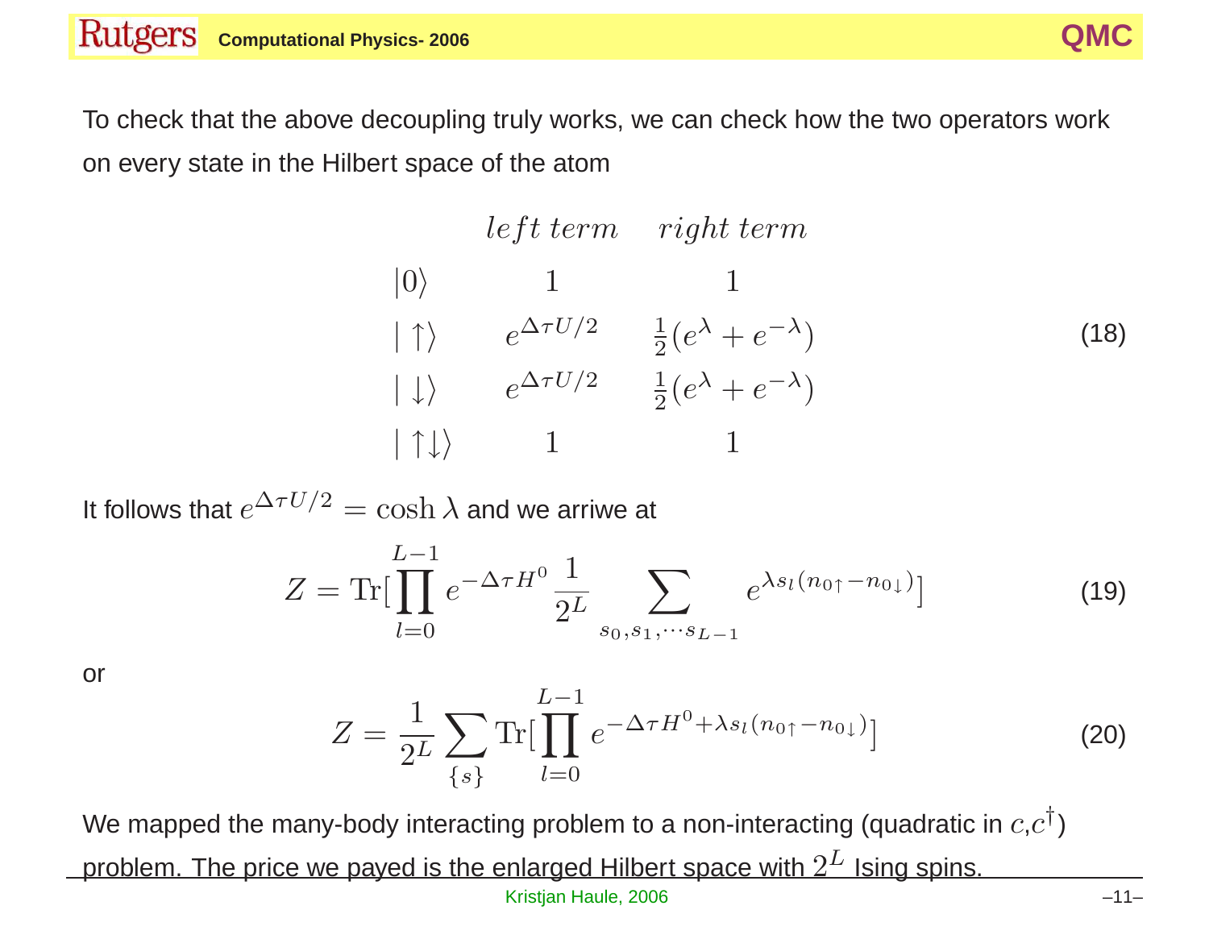To check that the above decoupling truly works, we can check how the two operators work on every state in the Hilbert space of the atom

$$
\begin{array}{lcc}
 & left\ term & right\ term \\
|0\rangle & 1 & 1 \\
|\uparrow\rangle & e^{\Delta\tau U/2} & \frac{1}{2}(e^{\lambda}+e^{-\lambda}) \\
|\downarrow\rangle & e^{\Delta\tau U/2} & \frac{1}{2}(e^{\lambda}+e^{-\lambda}) \\
|\uparrow\downarrow\rangle & 1 & 1
\end{array}
\tag{18}
$$

It follows that $e^{\Delta\tau U/2} = \cosh\lambda$ and we arriwe at

$$
Z = \mathrm{Tr}[\prod_{l=0}^{L-1} e^{-\Delta\tau H^0} \frac{1}{2^L} \sum_{s_0, s_1, \cdots s_{L-1}} e^{\lambda s_l (n_{0\uparrow} - n_{0\downarrow})}]
\tag{19}
$$

or

$$
Z = \frac{1}{2^L} \sum_{\{s\}} \mathrm{Tr}[\prod_{l=0}^{L-1} e^{-\Delta\tau H^0 + \lambda s_l (n_{0\uparrow} - n_{0\downarrow})}]
\tag{20}
$$

We mapped the many-body interacting problem to a non-interacting (quadratic in $c$,$c^\dagger$) problem. The price we payed is the enlarged Hilbert space with $2^L$ Ising spins.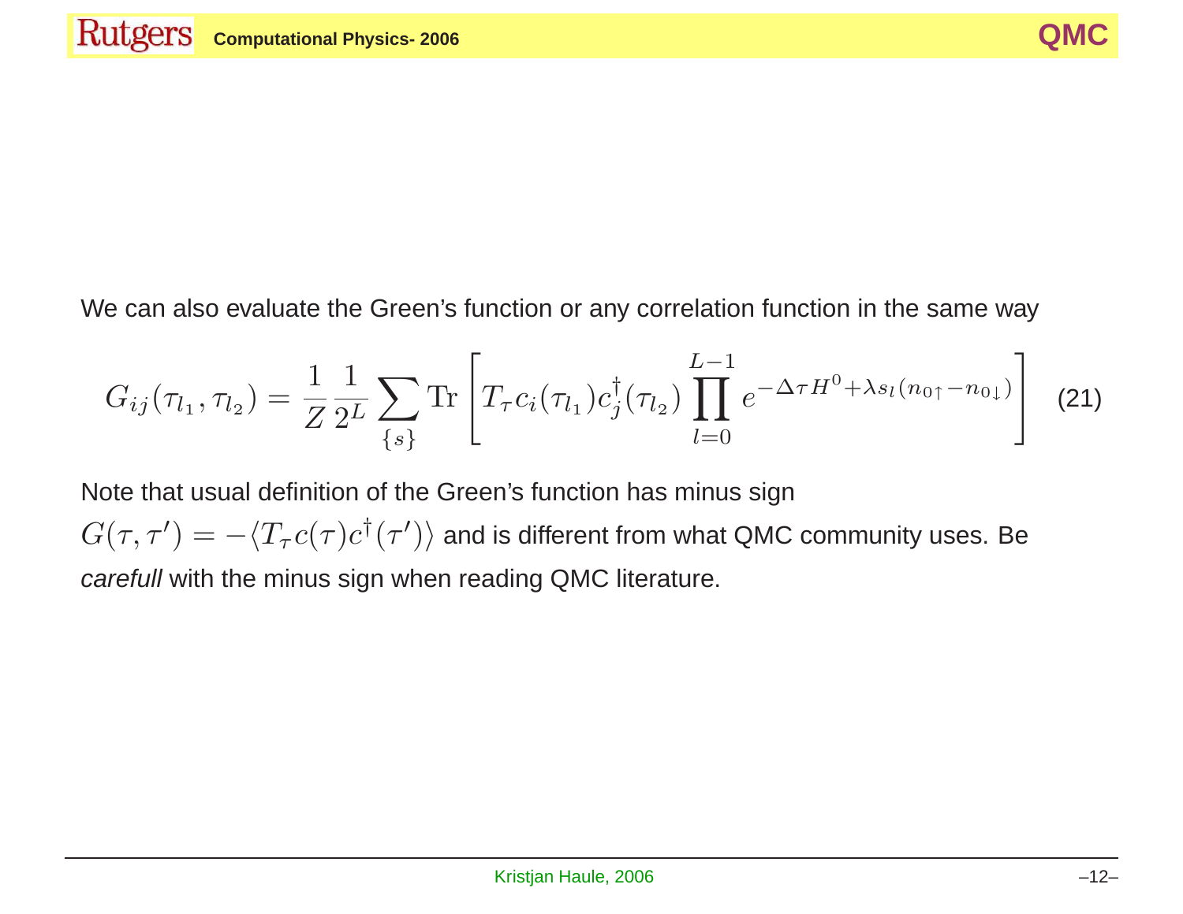We can also evaluate the Green's function or any correlation function in the same way

$$G_{ij}(\tau_{l_1}, \tau_{l_2}) = \frac{1}{Z}\frac{1}{2^L}\sum_{\{s\}} \mathrm{Tr}\left[T_\tau c_i(\tau_{l_1}) c_j^\dagger(\tau_{l_2}) \prod_{l=0}^{L-1} e^{-\Delta\tau H^0 + \lambda s_l (n_{0\uparrow} - n_{0\downarrow})}\right] \tag{21}$$

Note that usual definition of the Green's function has minus sign $G(\tau, \tau') = -\langle T_\tau c(\tau) c^\dagger(\tau')\rangle$ and is different from what QMC community uses. Be *carefull* with the minus sign when reading QMC literature.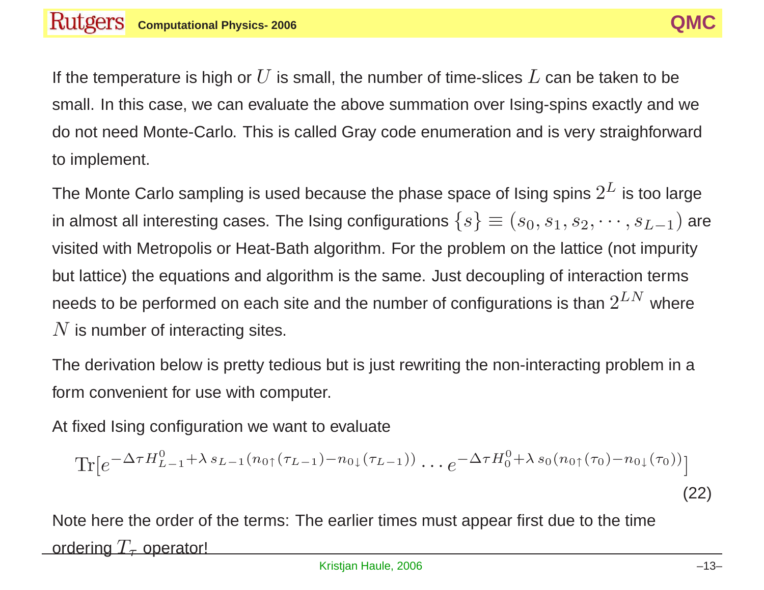If the temperature is high or $U$ is small, the number of time-slices $L$ can be taken to be small. In this case, we can evaluate the above summation over Ising-spins exactly and we do not need Monte-Carlo. This is called Gray code enumeration and is very straightforward to implement.

The Monte Carlo sampling is used because the phase space of Ising spins $2^L$ is too large in almost all interesting cases. The Ising configurations $\{s\} \equiv (s_0, s_1, s_2, \cdots, s_{L-1})$ are visited with Metropolis or Heat-Bath algorithm. For the problem on the lattice (not impurity but lattice) the equations and algorithm is the same. Just decoupling of interaction terms needs to be performed on each site and the number of configurations is than $2^{LN}$ where $N$ is number of interacting sites.

The derivation below is pretty tedious but is just rewriting the non-interacting problem in a form convenient for use with computer.

At fixed Ising configuration we want to evaluate

$$\mathrm{Tr}[e^{-\Delta\tau H^0_{L-1} + \lambda\, s_{L-1}(n_{0\uparrow}(\tau_{L-1}) - n_{0\downarrow}(\tau_{L-1}))} \cdots e^{-\Delta\tau H^0_0 + \lambda\, s_0(n_{0\uparrow}(\tau_0) - n_{0\downarrow}(\tau_0))}] \tag{22}$$

Note here the order of the terms: The earlier times must appear first due to the time ordering $T_\tau$ operator!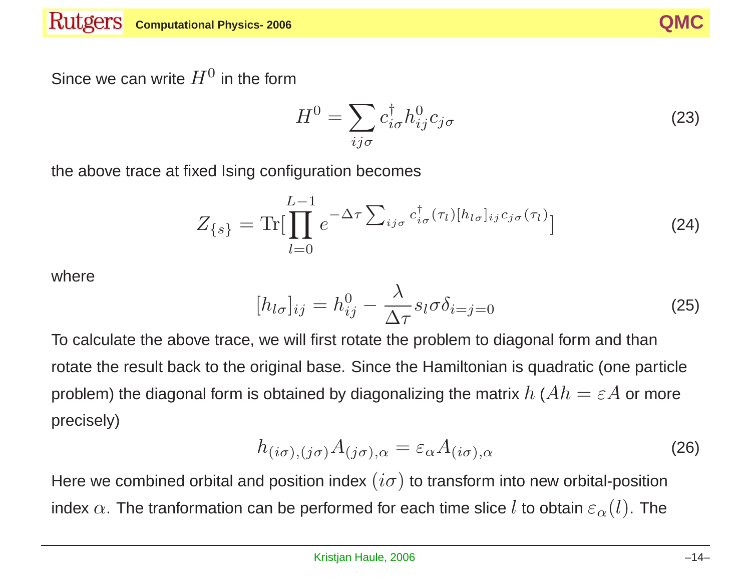Since we can write $H^0$ in the form

$$H^0 = \sum_{ij\sigma} c^\dagger_{i\sigma} h^0_{ij} c_{j\sigma} \tag{23}$$

the above trace at fixed Ising configuration becomes

$$Z_{\{s\}} = \mathrm{Tr}[\prod_{l=0}^{L-1} e^{-\Delta\tau \sum_{ij\sigma} c^\dagger_{i\sigma}(\tau_l)[h_{l\sigma}]_{ij} c_{j\sigma}(\tau_l)}] \tag{24}$$

where

$$[h_{l\sigma}]_{ij} = h^0_{ij} - \frac{\lambda}{\Delta\tau} s_l \sigma \delta_{i=j=0} \tag{25}$$

To calculate the above trace, we will first rotate the problem to diagonal form and than rotate the result back to the original base. Since the Hamiltonian is quadratic (one particle problem) the diagonal form is obtained by diagonalizing the matrix $h$ ($Ah = \varepsilon A$ or more precisely)

$$h_{(i\sigma),(j\sigma)} A_{(j\sigma),\alpha} = \varepsilon_\alpha A_{(i\sigma),\alpha} \tag{26}$$

Here we combined orbital and position index $(i\sigma)$ to transform into new orbital-position index $\alpha$. The tranformation can be performed for each time slice $l$ to obtain $\varepsilon_\alpha(l)$. The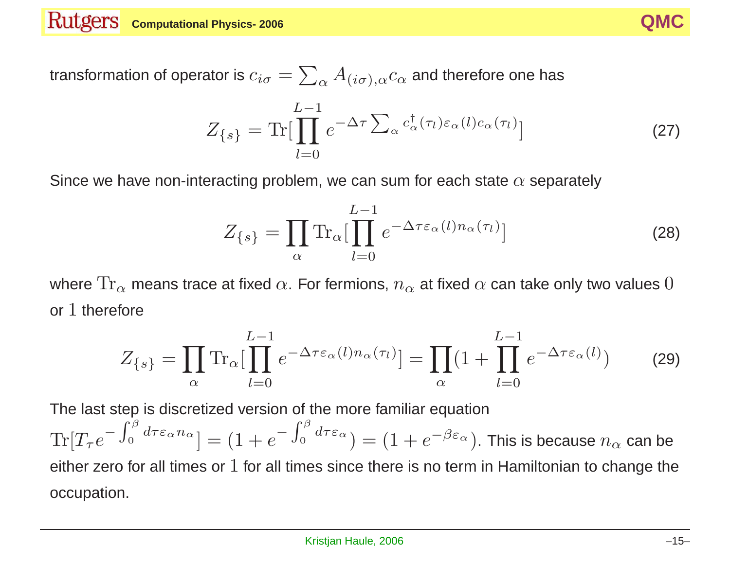transformation of operator is $c_{i\sigma} = \sum_\alpha A_{(i\sigma),\alpha} c_\alpha$ and therefore one has

$$Z_{\{s\}} = \mathrm{Tr}[\prod_{l=0}^{L-1} e^{-\Delta\tau \sum_\alpha c_\alpha^\dagger(\tau_l)\varepsilon_\alpha(l) c_\alpha(\tau_l)}] \tag{27}$$

Since we have non-interacting problem, we can sum for each state $\alpha$ separately

$$Z_{\{s\}} = \prod_\alpha \mathrm{Tr}_\alpha [\prod_{l=0}^{L-1} e^{-\Delta\tau\varepsilon_\alpha(l) n_\alpha(\tau_l)}] \tag{28}$$

where $\mathrm{Tr}_\alpha$ means trace at fixed $\alpha$. For fermions, $n_\alpha$ at fixed $\alpha$ can take only two values $0$ or $1$ therefore

$$Z_{\{s\}} = \prod_\alpha \mathrm{Tr}_\alpha [\prod_{l=0}^{L-1} e^{-\Delta\tau\varepsilon_\alpha(l) n_\alpha(\tau_l)}] = \prod_\alpha (1 + \prod_{l=0}^{L-1} e^{-\Delta\tau\varepsilon_\alpha(l)}) \tag{29}$$

The last step is discretized version of the more familiar equation $\mathrm{Tr}[T_\tau e^{-\int_0^\beta d\tau \varepsilon_\alpha n_\alpha}] = (1 + e^{-\int_0^\beta d\tau\varepsilon_\alpha}) = (1 + e^{-\beta\varepsilon_\alpha})$. This is because $n_\alpha$ can be either zero for all times or $1$ for all times since there is no term in Hamiltonian to change the occupation.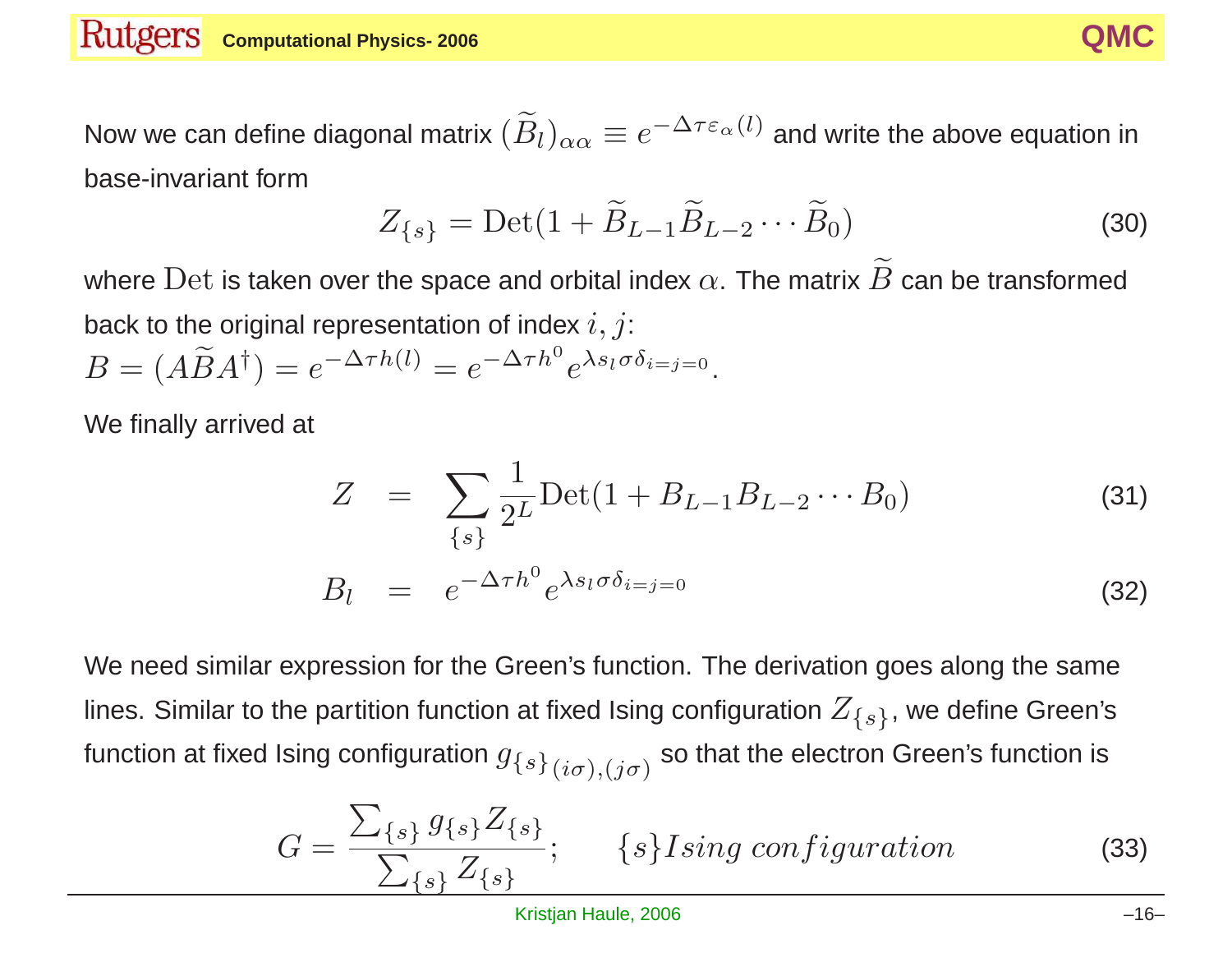Now we can define diagonal matrix $(\widetilde{B}_l)_{\alpha\alpha} \equiv e^{-\Delta\tau\varepsilon_\alpha(l)}$ and write the above equation in base-invariant form

$$Z_{\{s\}} = \mathrm{Det}(1 + \widetilde{B}_{L-1}\widetilde{B}_{L-2}\cdots\widetilde{B}_0) \tag{30}$$

where $\mathrm{Det}$ is taken over the space and orbital index $\alpha$. The matrix $\widetilde{B}$ can be transformed back to the original representation of index $i, j$:
$B = (A\widetilde{B}A^\dagger) = e^{-\Delta\tau h(l)} = e^{-\Delta\tau h^0} e^{\lambda s_l \sigma \delta_{i=j=0}}$.

We finally arrived at

$$Z = \sum_{\{s\}} \frac{1}{2^L} \mathrm{Det}(1 + B_{L-1}B_{L-2}\cdots B_0) \tag{31}$$

$$B_l = e^{-\Delta\tau h^0} e^{\lambda s_l \sigma \delta_{i=j=0}} \tag{32}$$

We need similar expression for the Green's function. The derivation goes along the same lines. Similar to the partition function at fixed Ising configuration $Z_{\{s\}}$, we define Green's function at fixed Ising configuration $g_{\{s\}(i\sigma),(j\sigma)}$ so that the electron Green's function is

$$G = \frac{\sum_{\{s\}} g_{\{s\}} Z_{\{s\}}}{\sum_{\{s\}} Z_{\{s\}}}; \qquad \{s\} Ising\ configuration \tag{33}$$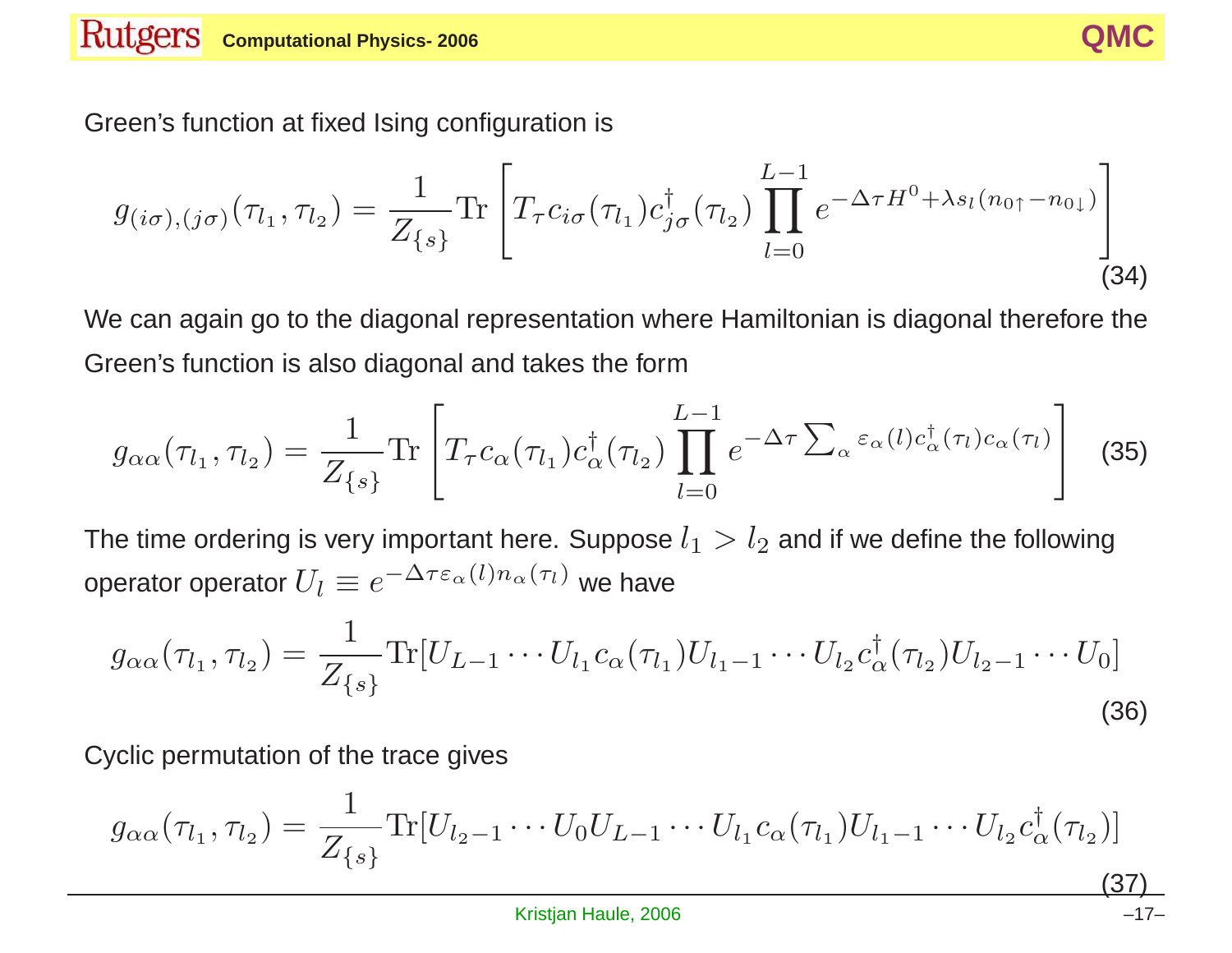Green's function at fixed Ising configuration is

$$g_{(i\sigma),(j\sigma)}(\tau_{l_1}, \tau_{l_2}) = \frac{1}{Z_{\{s\}}} \mathrm{Tr}\left[ T_\tau c_{i\sigma}(\tau_{l_1}) c^\dagger_{j\sigma}(\tau_{l_2}) \prod_{l=0}^{L-1} e^{-\Delta\tau H^0 + \lambda s_l (n_{0\uparrow} - n_{0\downarrow})} \right] \tag{34}$$

We can again go to the diagonal representation where Hamiltonian is diagonal therefore the Green's function is also diagonal and takes the form

$$g_{\alpha\alpha}(\tau_{l_1}, \tau_{l_2}) = \frac{1}{Z_{\{s\}}} \mathrm{Tr}\left[ T_\tau c_\alpha(\tau_{l_1}) c^\dagger_\alpha(\tau_{l_2}) \prod_{l=0}^{L-1} e^{-\Delta\tau \sum_\alpha \varepsilon_\alpha(l) c^\dagger_\alpha(\tau_l) c_\alpha(\tau_l)} \right] \tag{35}$$

The time ordering is very important here. Suppose $l_1 > l_2$ and if we define the following operator operator $U_l \equiv e^{-\Delta\tau \varepsilon_\alpha(l) n_\alpha(\tau_l)}$ we have

$$g_{\alpha\alpha}(\tau_{l_1}, \tau_{l_2}) = \frac{1}{Z_{\{s\}}} \mathrm{Tr}[U_{L-1} \cdots U_{l_1} c_\alpha(\tau_{l_1}) U_{l_1-1} \cdots U_{l_2} c^\dagger_\alpha(\tau_{l_2}) U_{l_2-1} \cdots U_0] \tag{36}$$

Cyclic permutation of the trace gives

$$g_{\alpha\alpha}(\tau_{l_1}, \tau_{l_2}) = \frac{1}{Z_{\{s\}}} \mathrm{Tr}[U_{l_2-1} \cdots U_0 U_{L-1} \cdots U_{l_1} c_\alpha(\tau_{l_1}) U_{l_1-1} \cdots U_{l_2} c^\dagger_\alpha(\tau_{l_2})] \tag{37}$$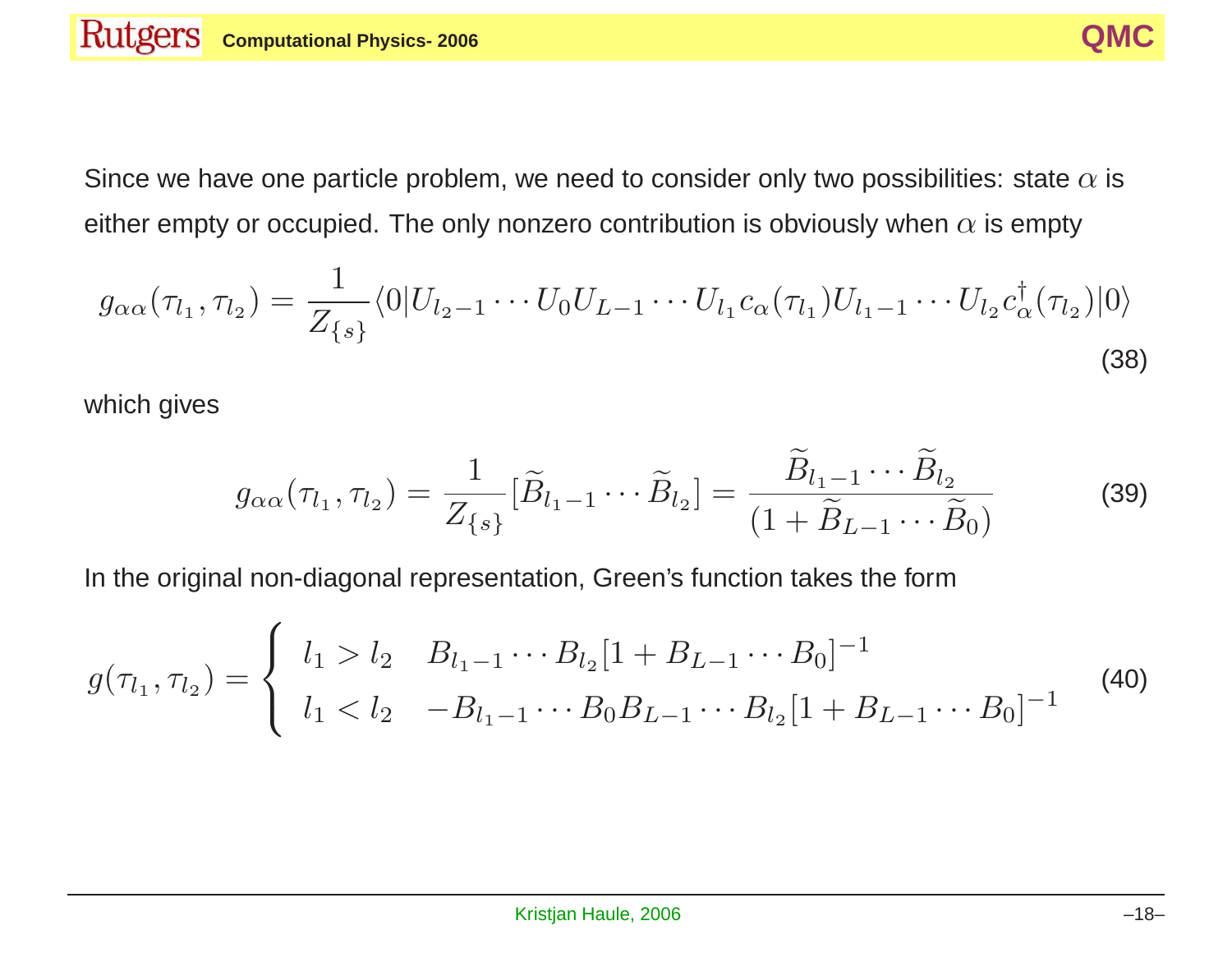Since we have one particle problem, we need to consider only two possibilities: state $\alpha$ is either empty or occupied. The only nonzero contribution is obviously when $\alpha$ is empty

$$g_{\alpha\alpha}(\tau_{l_1}, \tau_{l_2}) = \frac{1}{Z_{\{s\}}} \langle 0 | U_{l_2-1} \cdots U_0 U_{L-1} \cdots U_{l_1} c_\alpha(\tau_{l_1}) U_{l_1-1} \cdots U_{l_2} c^\dagger_\alpha(\tau_{l_2}) | 0 \rangle \tag{38}$$

which gives

$$g_{\alpha\alpha}(\tau_{l_1}, \tau_{l_2}) = \frac{1}{Z_{\{s\}}} [\widetilde{B}_{l_1-1} \cdots \widetilde{B}_{l_2}] = \frac{\widetilde{B}_{l_1-1} \cdots \widetilde{B}_{l_2}}{(1 + \widetilde{B}_{L-1} \cdots \widetilde{B}_0)} \tag{39}$$

In the original non-diagonal representation, Green's function takes the form

$$g(\tau_{l_1}, \tau_{l_2}) = \begin{cases} l_1 > l_2 & B_{l_1-1} \cdots B_{l_2} [1 + B_{L-1} \cdots B_0]^{-1} \\ l_1 < l_2 & -B_{l_1-1} \cdots B_0 B_{L-1} \cdots B_{l_2} [1 + B_{L-1} \cdots B_0]^{-1} \end{cases} \tag{40}$$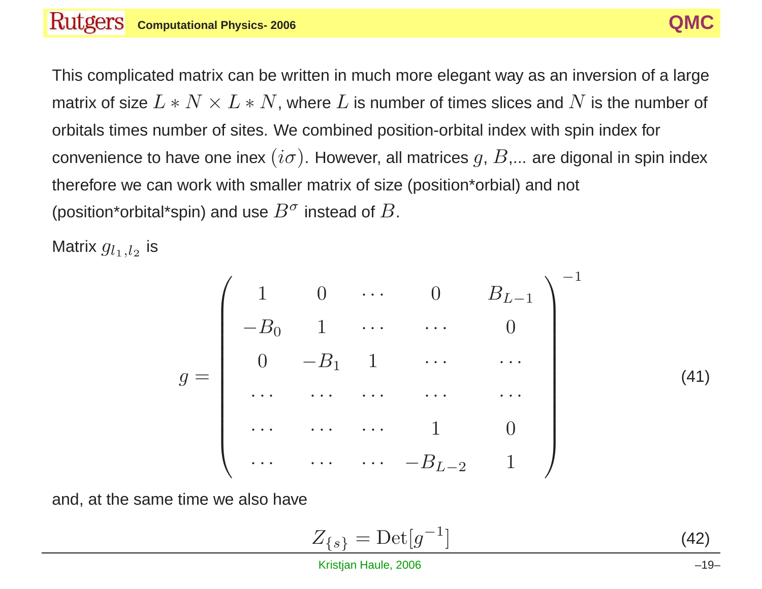This complicated matrix can be written in much more elegant way as an inversion of a large matrix of size $L * N \times L * N$, where $L$ is number of times slices and $N$ is the number of orbitals times number of sites. We combined position-orbital index with spin index for convenience to have one inex $(i\sigma)$. However, all matrices $g$, $B$,... are digonal in spin index therefore we can work with smaller matrix of size (position*orbial) and not (position*orbital*spin) and use $B^\sigma$ instead of $B$.

Matrix $g_{l_1,l_2}$ is

$$
g = \begin{pmatrix}
1 & 0 & \cdots & 0 & B_{L-1} \\
-B_0 & 1 & \cdots & \cdots & 0 \\
0 & -B_1 & 1 & \cdots & \cdots \\
\cdots & \cdots & \cdots & \cdots & \cdots \\
\cdots & \cdots & \cdots & 1 & 0 \\
\cdots & \cdots & \cdots & -B_{L-2} & 1
\end{pmatrix}^{-1} \tag{41}
$$

and, at the same time we also have

$$
Z_{\{s\}} = \mathrm{Det}[g^{-1}] \tag{42}
$$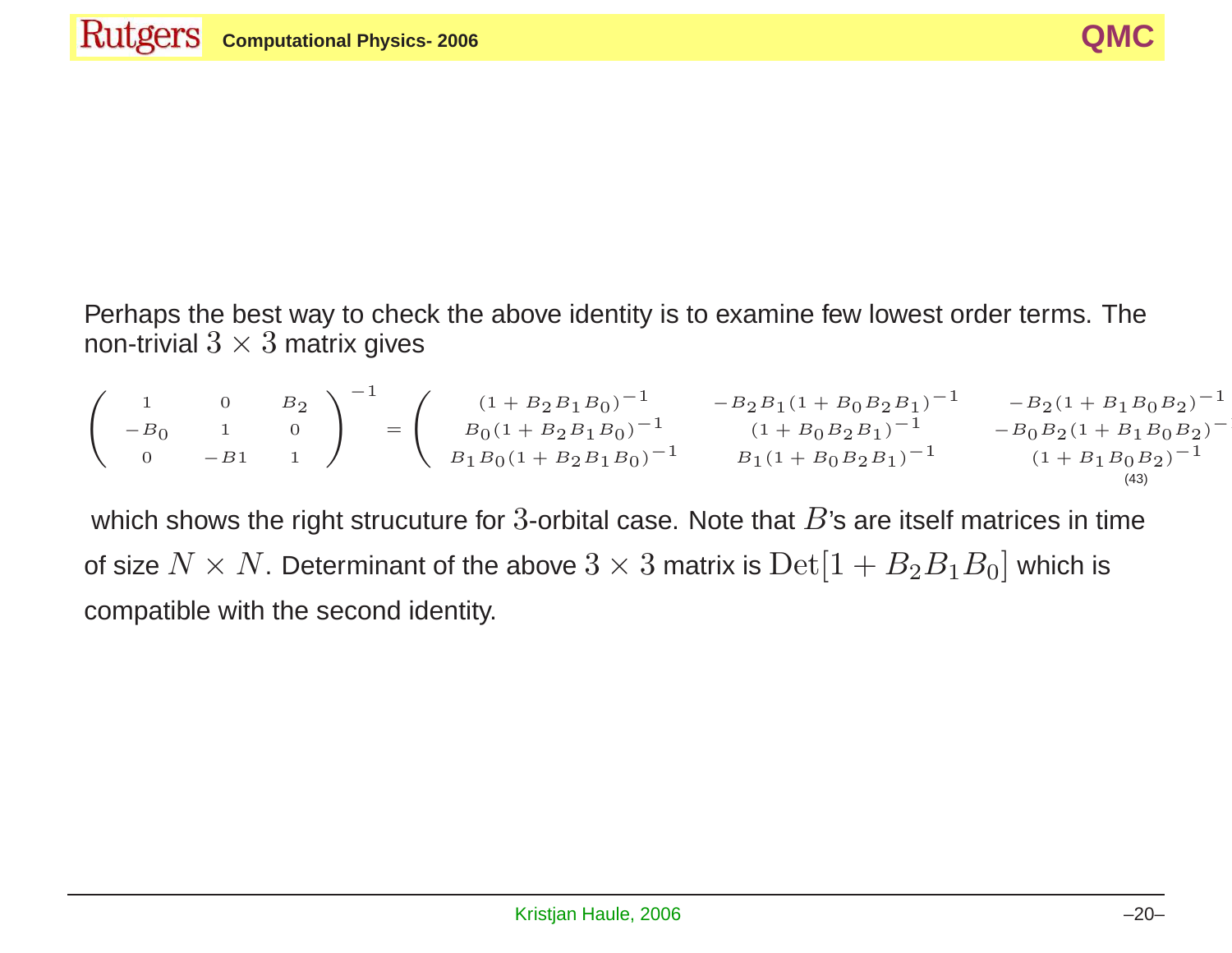Perhaps the best way to check the above identity is to examine few lowest order terms. The non-trivial $3 \times 3$ matrix gives

$$
\begin{pmatrix} 1 & 0 & B_2 \\ -B_0 & 1 & 0 \\ 0 & -B1 & 1 \end{pmatrix}^{-1} = \begin{pmatrix} (1+B_2B_1B_0)^{-1} & -B_2B_1(1+B_0B_2B_1)^{-1} & -B_2(1+B_1B_0B_2)^{-1} \\ B_0(1+B_2B_1B_0)^{-1} & (1+B_0B_2B_1)^{-1} & -B_0B_2(1+B_1B_0B_2)^{-1} \\ B_1B_0(1+B_2B_1B_0)^{-1} & B_1(1+B_0B_2B_1)^{-1} & (1+B_1B_0B_2)^{-1} \end{pmatrix} \tag{43}
$$

which shows the right strucuture for 3-orbital case. Note that $B$'s are itself matrices in time of size $N \times N$. Determinant of the above $3 \times 3$ matrix is $\mathrm{Det}[1 + B_2B_1B_0]$ which is compatible with the second identity.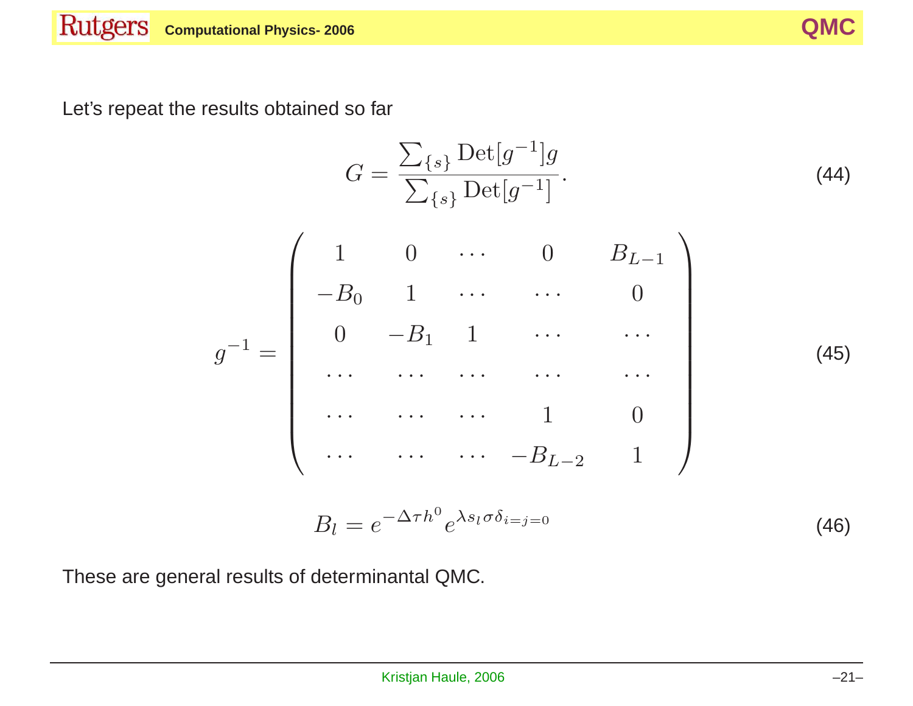Let’s repeat the results obtained so far

$$G = \frac{\sum_{\{s\}} \mathrm{Det}[g^{-1}] g}{\sum_{\{s\}} \mathrm{Det}[g^{-1}]}. \tag{44}$$

$$g^{-1} = \begin{pmatrix} 1 & 0 & \cdots & 0 & B_{L-1} \\ -B_0 & 1 & \cdots & \cdots & 0 \\ 0 & -B_1 & 1 & \cdots & \cdots \\ \cdots & \cdots & \cdots & \cdots & \cdots \\ \cdots & \cdots & \cdots & 1 & 0 \\ \cdots & \cdots & \cdots & -B_{L-2} & 1 \end{pmatrix} \tag{45}$$

$$B_l = e^{-\Delta\tau h^0} e^{\lambda s_l \sigma \delta_{i=j=0}} \tag{46}$$

These are general results of determinantal QMC.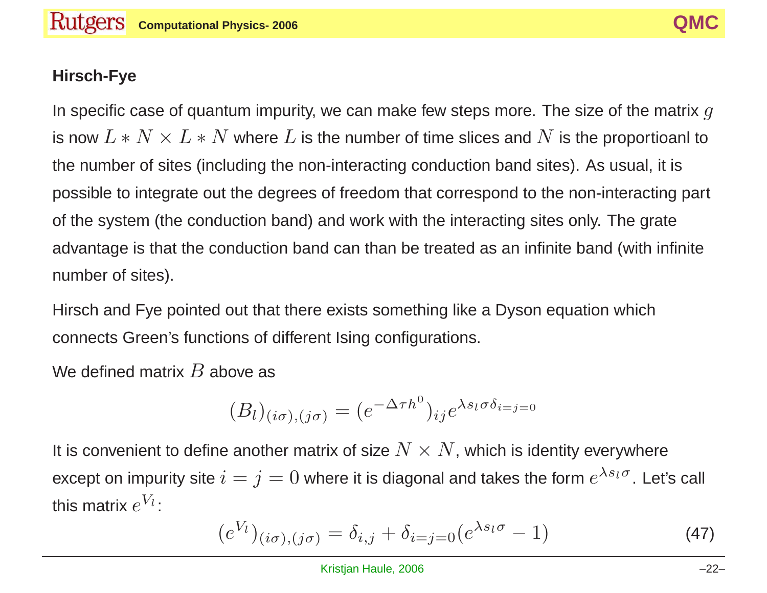## Hirsch-Fye

In specific case of quantum impurity, we can make few steps more. The size of the matrix $g$ is now $L * N \times L * N$ where $L$ is the number of time slices and $N$ is the proportioanl to the number of sites (including the non-interacting conduction band sites). As usual, it is possible to integrate out the degrees of freedom that correspond to the non-interacting part of the system (the conduction band) and work with the interacting sites only. The grate advantage is that the conduction band can than be treated as an infinite band (with infinite number of sites).

Hirsch and Fye pointed out that there exists something like a Dyson equation which connects Green's functions of different Ising configurations.

We defined matrix $B$ above as

$$(B_l)_{(i\sigma),(j\sigma)} = (e^{-\Delta\tau h^0})_{ij} e^{\lambda s_l \sigma \delta_{i=j=0}}$$

It is convenient to define another matrix of size $N \times N$, which is identity everywhere except on impurity site $i = j = 0$ where it is diagonal and takes the form $e^{\lambda s_l \sigma}$. Let's call this matrix $e^{V_l}$:

$$(e^{V_l})_{(i\sigma),(j\sigma)} = \delta_{i,j} + \delta_{i=j=0}(e^{\lambda s_l \sigma} - 1) \tag{47}$$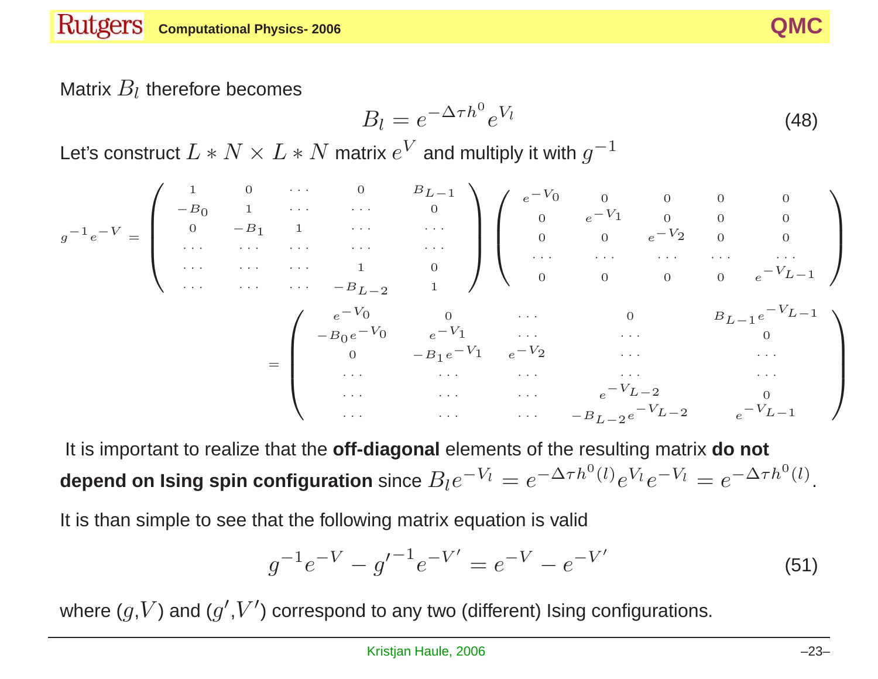Matrix $B_l$ therefore becomes

$$B_l = e^{-\Delta\tau h^0} e^{V_l} \tag{48}$$

Let's construct $L * N \times L * N$ matrix $e^V$ and multiply it with $g^{-1}$

$$g^{-1}e^{-V} = \begin{pmatrix} 1 & 0 & \cdots & 0 & B_{L-1} \\ -B_0 & 1 & \cdots & \cdots & 0 \\ 0 & -B_1 & 1 & \cdots & \cdots \\ \cdots & \cdots & \cdots & \cdots & \cdots \\ \cdots & \cdots & \cdots & 1 & 0 \\ \cdots & \cdots & \cdots & -B_{L-2} & 1 \end{pmatrix} \begin{pmatrix} e^{-V_0} & 0 & 0 & 0 & 0 \\ 0 & e^{-V_1} & 0 & 0 & 0 \\ 0 & 0 & e^{-V_2} & 0 & 0 \\ \cdots & \cdots & \cdots & \cdots & \cdots \\ 0 & 0 & 0 & 0 & e^{-V_{L-1}} \end{pmatrix}$$

$$= \begin{pmatrix} e^{-V_0} & 0 & \cdots & 0 & B_{L-1}e^{-V_{L-1}} \\ -B_0 e^{-V_0} & e^{-V_1} & \cdots & \cdots & 0 \\ 0 & -B_1 e^{-V_1} & e^{-V_2} & \cdots & \cdots \\ \cdots & \cdots & \cdots & \cdots & \cdots \\ \cdots & \cdots & \cdots & e^{-V_{L-2}} & 0 \\ \cdots & \cdots & \cdots & -B_{L-2}e^{-V_{L-2}} & e^{-V_{L-1}} \end{pmatrix}$$

It is important to realize that the **off-diagonal** elements of the resulting matrix **do not depend on Ising spin configuration** since $B_l e^{-V_l} = e^{-\Delta\tau h^0(l)} e^{V_l} e^{-V_l} = e^{-\Delta\tau h^0(l)}$.

It is than simple to see that the following matrix equation is valid

$$g^{-1}e^{-V} - {g'}^{-1}e^{-V'} = e^{-V} - e^{-V'} \tag{51}$$

where ($g$,$V$) and ($g'$,$V'$) correspond to any two (different) Ising configurations.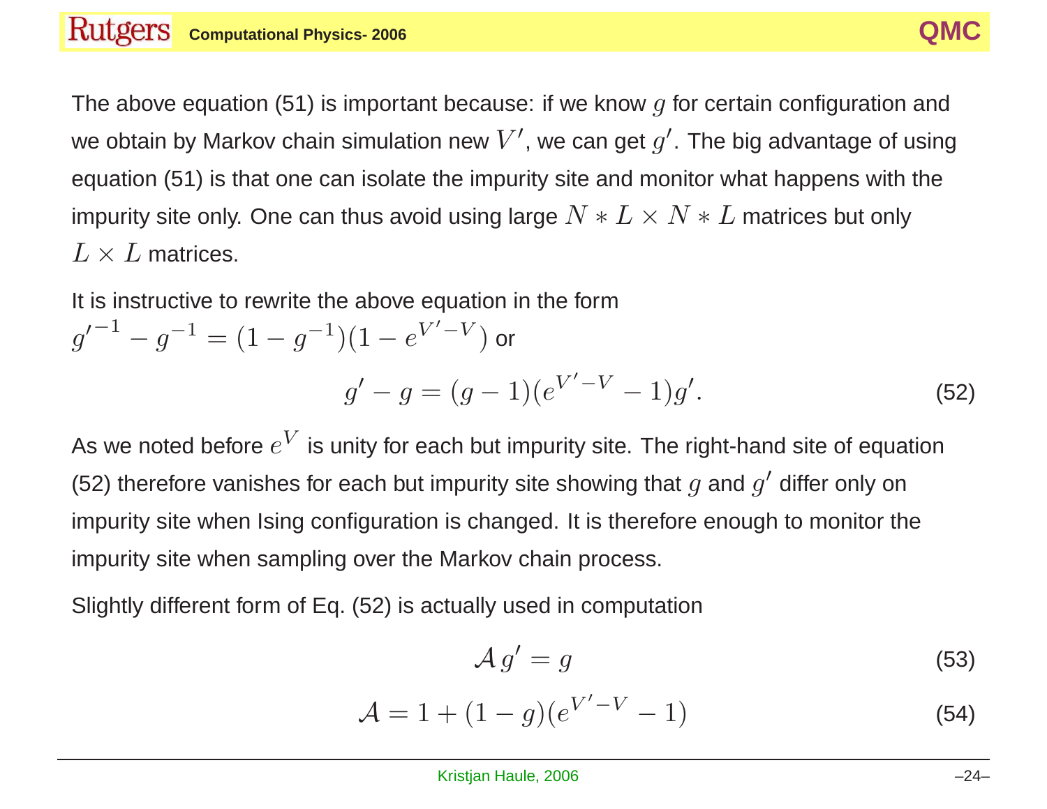The above equation (51) is important because: if we know $g$ for certain configuration and we obtain by Markov chain simulation new $V'$, we can get $g'$. The big advantage of using equation (51) is that one can isolate the impurity site and monitor what happens with the impurity site only. One can thus avoid using large $N * L \times N * L$ matrices but only $L \times L$ matrices.

It is instructive to rewrite the above equation in the form $g'^{-1} - g^{-1} = (1 - g^{-1})(1 - e^{V'-V})$ or

$$g' - g = (g - 1)(e^{V'-V} - 1)g'. \tag{52}$$

As we noted before $e^V$ is unity for each but impurity site. The right-hand site of equation (52) therefore vanishes for each but impurity site showing that $g$ and $g'$ differ only on impurity site when Ising configuration is changed. It is therefore enough to monitor the impurity site when sampling over the Markov chain process.

Slightly different form of Eq. (52) is actually used in computation

$$\mathcal{A}\, g' = g \tag{53}$$

$$\mathcal{A} = 1 + (1 - g)(e^{V'-V} - 1) \tag{54}$$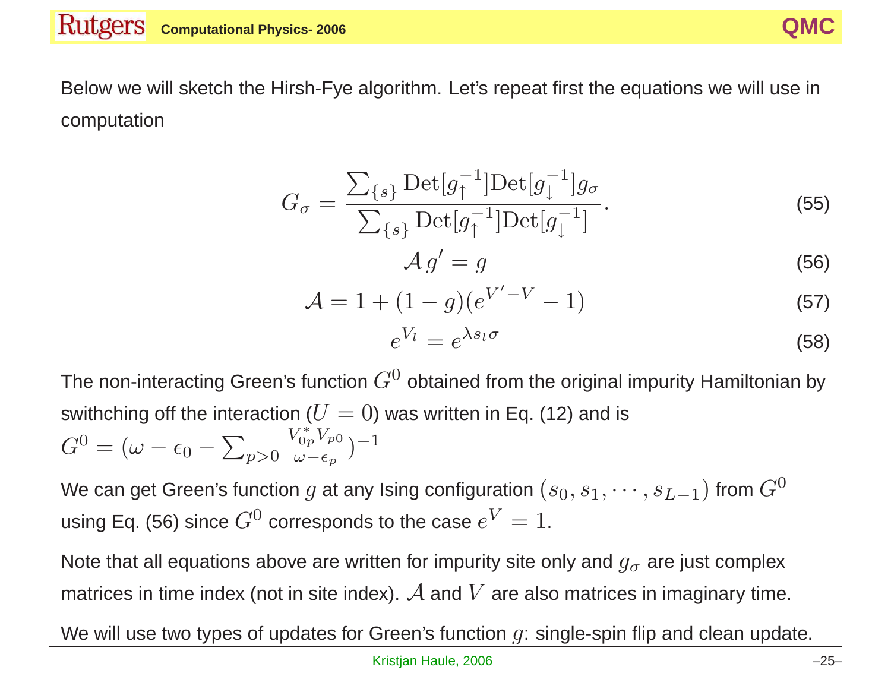Below we will sketch the Hirsh-Fye algorithm. Let's repeat first the equations we will use in computation

$$G_\sigma = \frac{\sum_{\{s\}} \mathrm{Det}[g_\uparrow^{-1}]\mathrm{Det}[g_\downarrow^{-1}] g_\sigma}{\sum_{\{s\}} \mathrm{Det}[g_\uparrow^{-1}]\mathrm{Det}[g_\downarrow^{-1}]}. \tag{55}$$

$$\mathcal{A}\, g' = g \tag{56}$$

$$\mathcal{A} = 1 + (1 - g)(e^{V'-V} - 1) \tag{57}$$

$$e^{V_l} = e^{\lambda s_l \sigma} \tag{58}$$

The non-interacting Green's function $G^0$ obtained from the original impurity Hamiltonian by swithching off the interaction ($U = 0$) was written in Eq. (12) and is $G^0 = (\omega - \epsilon_0 - \sum_{p>0} \frac{V_{0p}^* V_{p0}}{\omega - \epsilon_p})^{-1}$

We can get Green's function $g$ at any Ising configuration $(s_0, s_1, \cdots, s_{L-1})$ from $G^0$ using Eq. (56) since $G^0$ corresponds to the case $e^V = 1$.

Note that all equations above are written for impurity site only and $g_\sigma$ are just complex matrices in time index (not in site index). $\mathcal{A}$ and $V$ are also matrices in imaginary time.

We will use two types of updates for Green's function $g$: single-spin flip and clean update.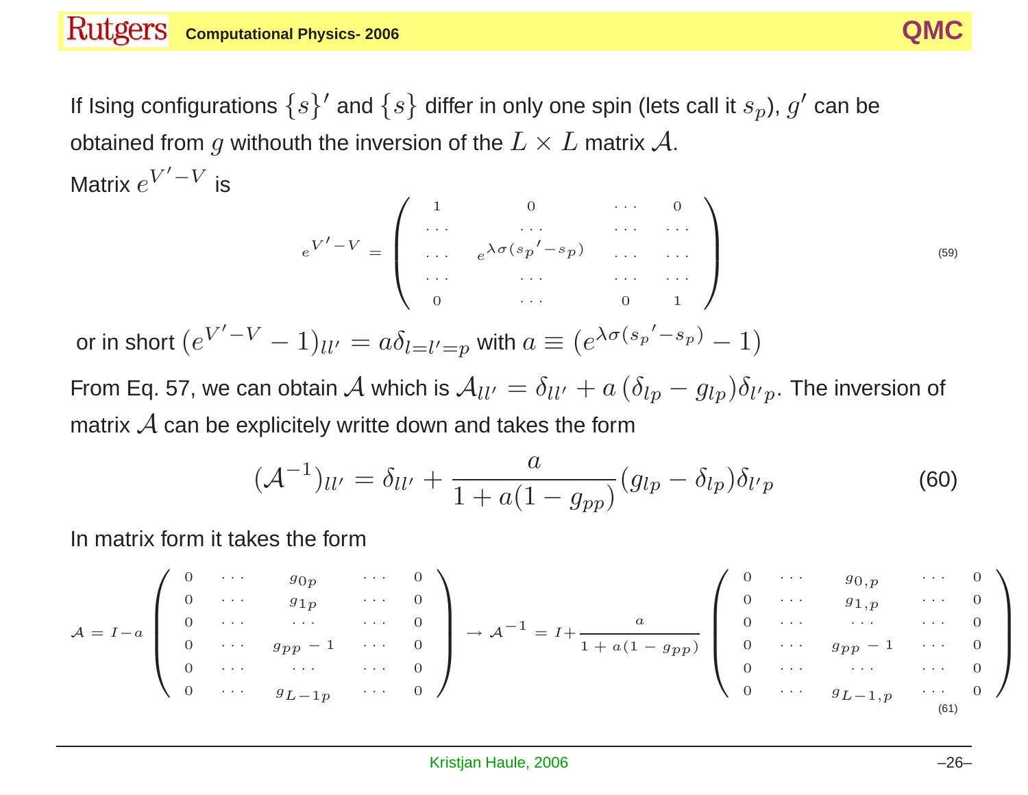If Ising configurations $\{s\}'$ and $\{s\}$ differ in only one spin (lets call it $s_p$), $g'$ can be obtained from $g$ withouth the inversion of the $L \times L$ matrix $\mathcal{A}$.

Matrix $e^{V'-V}$ is

$$
e^{V'-V} = \begin{pmatrix} 1 & 0 & \cdots & 0 \\ \cdots & \cdots & \cdots & \cdots \\ \cdots & e^{\lambda\sigma({s_p}'-s_p)} & \cdots & \cdots \\ \cdots & \cdots & \cdots & \cdots \\ 0 & \cdots & 0 & 1 \end{pmatrix} \tag{59}
$$

or in short $(e^{V'-V} - 1)_{ll'} = a\delta_{l=l'=p}$ with $a \equiv (e^{\lambda\sigma({s_p}'-s_p)} - 1)$

From Eq. 57, we can obtain $\mathcal{A}$ which is $\mathcal{A}_{ll'} = \delta_{ll'} + a\,(\delta_{lp} - g_{lp})\delta_{l'p}$. The inversion of matrix $\mathcal{A}$ can be explicitely writte down and takes the form

$$
(\mathcal{A}^{-1})_{ll'} = \delta_{ll'} + \frac{a}{1 + a(1 - g_{pp})}(g_{lp} - \delta_{lp})\delta_{l'p} \tag{60}
$$

In matrix form it takes the form

$$
\mathcal{A} = I - a \begin{pmatrix} 0 & \cdots & g_{0p} & \cdots & 0 \\ 0 & \cdots & g_{1p} & \cdots & 0 \\ 0 & \cdots & \cdots & \cdots & 0 \\ 0 & \cdots & g_{pp} - 1 & \cdots & 0 \\ 0 & \cdots & \cdots & \cdots & 0 \\ 0 & \cdots & g_{L-1p} & \cdots & 0 \end{pmatrix} \rightarrow \mathcal{A}^{-1} = I + \frac{a}{1 + a(1 - g_{pp})} \begin{pmatrix} 0 & \cdots & g_{0,p} & \cdots & 0 \\ 0 & \cdots & g_{1,p} & \cdots & 0 \\ 0 & \cdots & \cdots & \cdots & 0 \\ 0 & \cdots & g_{pp} - 1 & \cdots & 0 \\ 0 & \cdots & \cdots & \cdots & 0 \\ 0 & \cdots & g_{L-1,p} & \cdots & 0 \end{pmatrix} \tag{61}
$$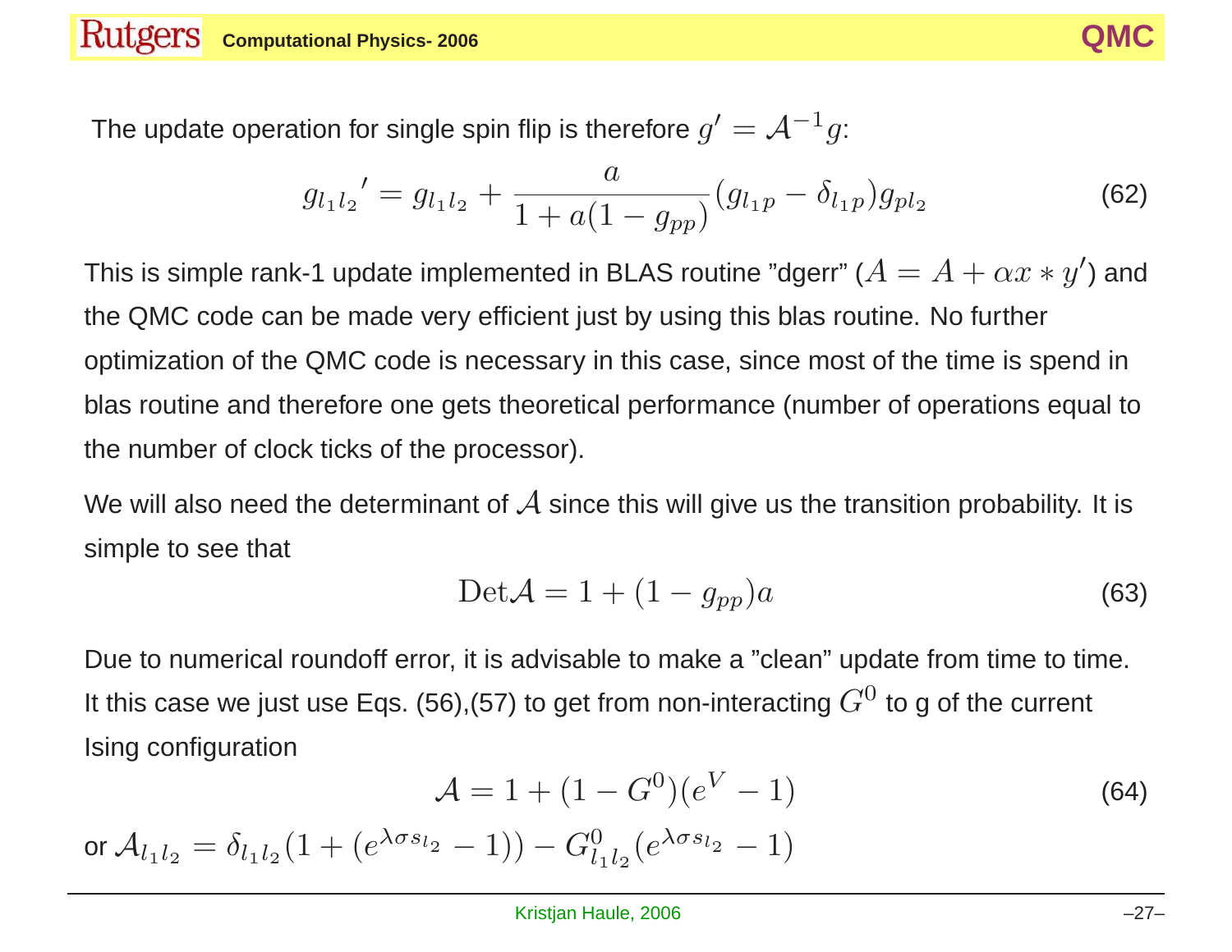The update operation for single spin flip is therefore $g' = \mathcal{A}^{-1} g$:

$$
{g_{l_1 l_2}}' = g_{l_1 l_2} + \frac{a}{1 + a(1 - g_{pp})} (g_{l_1 p} - \delta_{l_1 p}) g_{p l_2} \tag{62}
$$

This is simple rank-1 update implemented in BLAS routine "dgerr" ($A = A + \alpha x * y'$) and the QMC code can be made very efficient just by using this blas routine. No further optimization of the QMC code is necessary in this case, since most of the time is spend in blas routine and therefore one gets theoretical performance (number of operations equal to the number of clock ticks of the processor).

We will also need the determinant of $\mathcal{A}$ since this will give us the transition probability. It is simple to see that

$$
\mathrm{Det}\mathcal{A} = 1 + (1 - g_{pp}) a \tag{63}
$$

Due to numerical roundoff error, it is advisable to make a "clean" update from time to time. It this case we just use Eqs. (56),(57) to get from non-interacting $G^0$ to g of the current Ising configuration

$$
\mathcal{A} = 1 + (1 - G^0)(e^V - 1) \tag{64}
$$

or $\mathcal{A}_{l_1 l_2} = \delta_{l_1 l_2}(1 + (e^{\lambda \sigma s_{l_2}} - 1)) - G^0_{l_1 l_2}(e^{\lambda \sigma s_{l_2}} - 1)$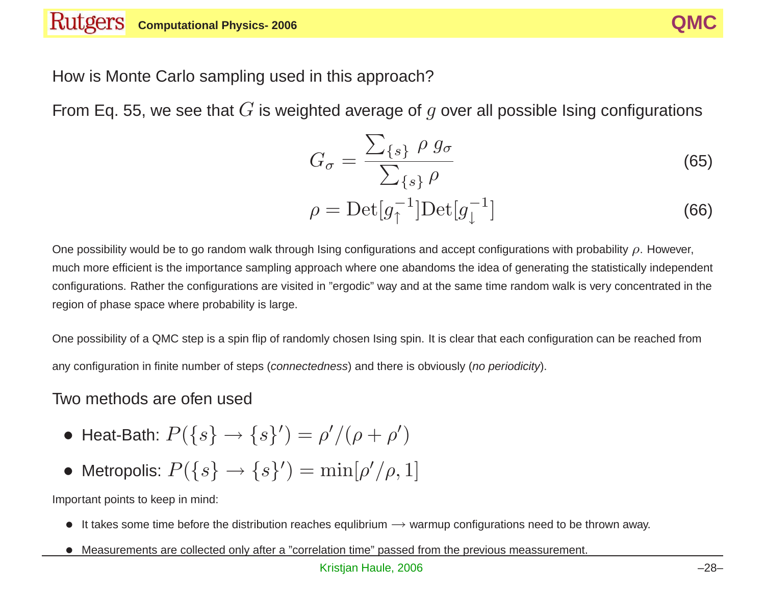How is Monte Carlo sampling used in this approach?

From Eq. 55, we see that $G$ is weighted average of $g$ over all possible Ising configurations

$$G_\sigma = \frac{\sum_{\{s\}} \rho \, g_\sigma}{\sum_{\{s\}} \rho} \tag{65}$$

$$\rho = \mathrm{Det}[g_\uparrow^{-1}]\mathrm{Det}[g_\downarrow^{-1}] \tag{66}$$

One possibility would be to go random walk through Ising configurations and accept configurations with probability $\rho$. However, much more efficient is the importance sampling approach where one abandoms the idea of generating the statistically independent configurations. Rather the configurations are visited in "ergodic" way and at the same time random walk is very concentrated in the region of phase space where probability is large.

One possibility of a QMC step is a spin flip of randomly chosen Ising spin. It is clear that each configuration can be reached from any configuration in finite number of steps (*connectedness*) and there is obviously (*no periodicity*).

Two methods are ofen used

- Heat-Bath: $P(\{s\} \rightarrow \{s\}') = \rho'/(\rho + \rho')$
- Metropolis: $P(\{s\} \rightarrow \{s\}') = \min[\rho'/\rho, 1]$

Important points to keep in mind:

- It takes some time before the distribution reaches equlibrium $\longrightarrow$ warmup configurations need to be thrown away.
- Measurements are collected only after a "correlation time" passed from the previous meassurement.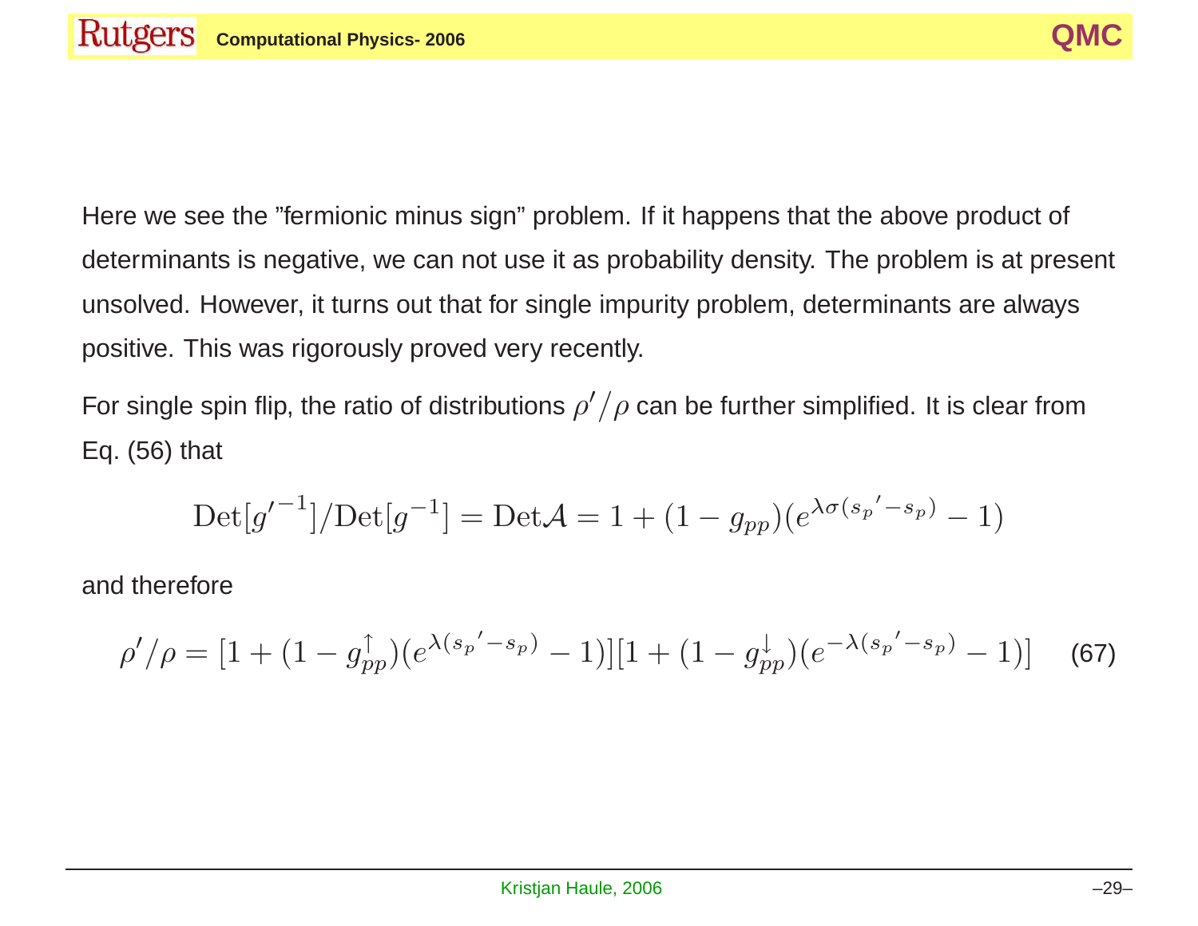Here we see the "fermionic minus sign" problem. If it happens that the above product of determinants is negative, we can not use it as probability density. The problem is at present unsolved. However, it turns out that for single impurity problem, determinants are always positive. This was rigorously proved very recently.

For single spin flip, the ratio of distributions $\rho'/\rho$ can be further simplified. It is clear from Eq. (56) that

$$\mathrm{Det}[{g'}^{-1}]/\mathrm{Det}[g^{-1}] = \mathrm{Det}\mathcal{A} = 1 + (1 - g_{pp})(e^{\lambda\sigma({s_p}' - s_p)} - 1)$$

and therefore

$$\rho'/\rho = [1 + (1 - g_{pp}^{\uparrow})(e^{\lambda({s_p}' - s_p)} - 1)][1 + (1 - g_{pp}^{\downarrow})(e^{-\lambda({s_p}' - s_p)} - 1)] \quad (67)$$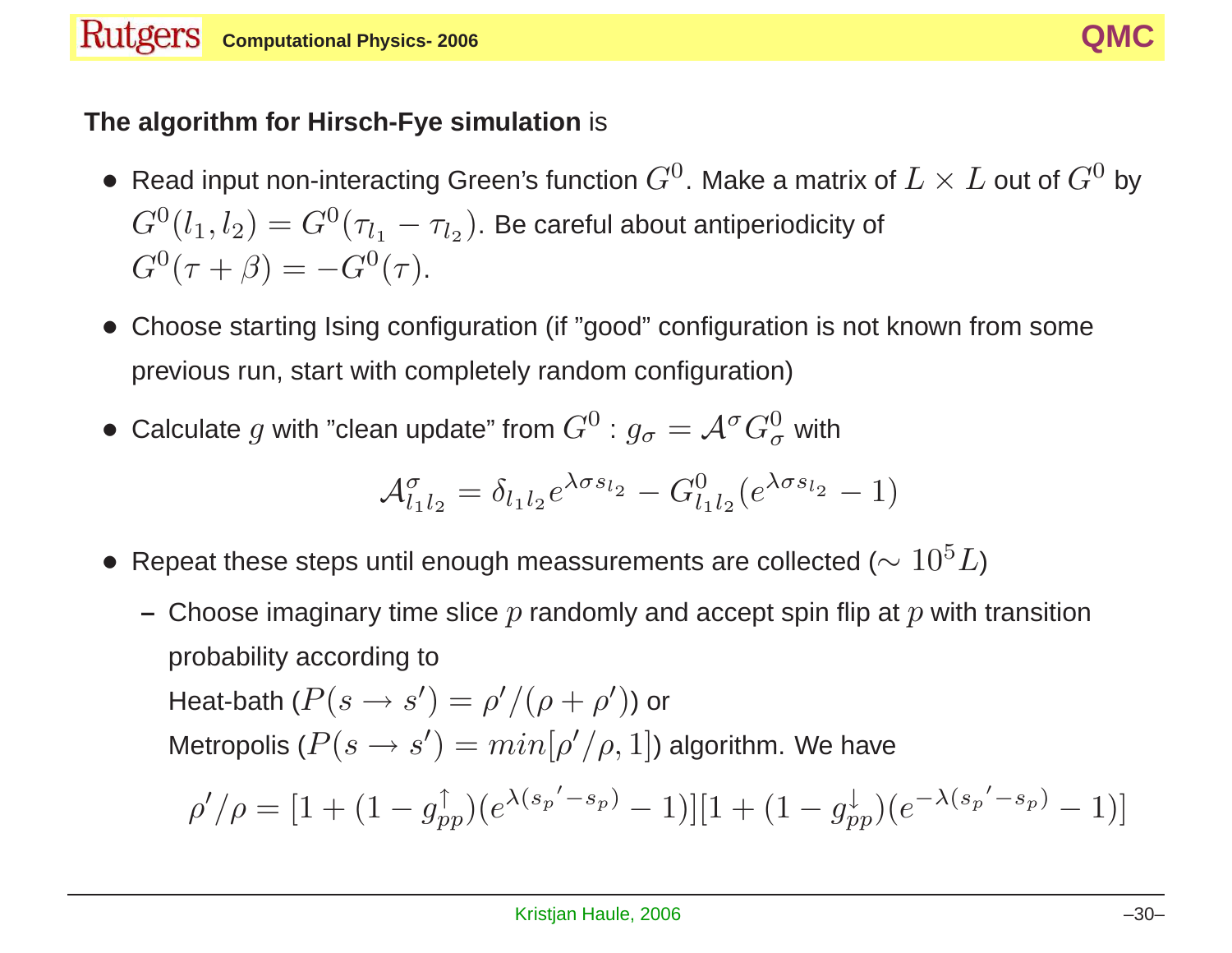**The algorithm for Hirsch-Fye simulation** is

- Read input non-interacting Green's function $G^0$. Make a matrix of $L \times L$ out of $G^0$ by $G^0(l_1, l_2) = G^0(\tau_{l_1} - \tau_{l_2})$. Be careful about antiperiodicity of $G^0(\tau + \beta) = -G^0(\tau)$.
- Choose starting Ising configuration (if "good" configuration is not known from some previous run, start with completely random configuration)
- Calculate $g$ with "clean update" from $G^0$ : $g_\sigma = \mathcal{A}^\sigma G^0_\sigma$ with

$$\mathcal{A}^\sigma_{l_1 l_2} = \delta_{l_1 l_2} e^{\lambda \sigma s_{l_2}} - G^0_{l_1 l_2}(e^{\lambda \sigma s_{l_2}} - 1)$$

- Repeat these steps until enough meassurements are collected ($\sim 10^5 L$)
  - Choose imaginary time slice $p$ randomly and accept spin flip at $p$ with transition probability according to
    Heat-bath ($P(s \rightarrow s') = \rho'/(\rho + \rho')$) or
    Metropolis ($P(s \rightarrow s') = min[\rho'/\rho, 1]$) algorithm. We have

$$\rho'/\rho = [1 + (1 - g^\uparrow_{pp})(e^{\lambda({s_p}' - s_p)} - 1)][1 + (1 - g^\downarrow_{pp})(e^{-\lambda({s_p}' - s_p)} - 1)]$$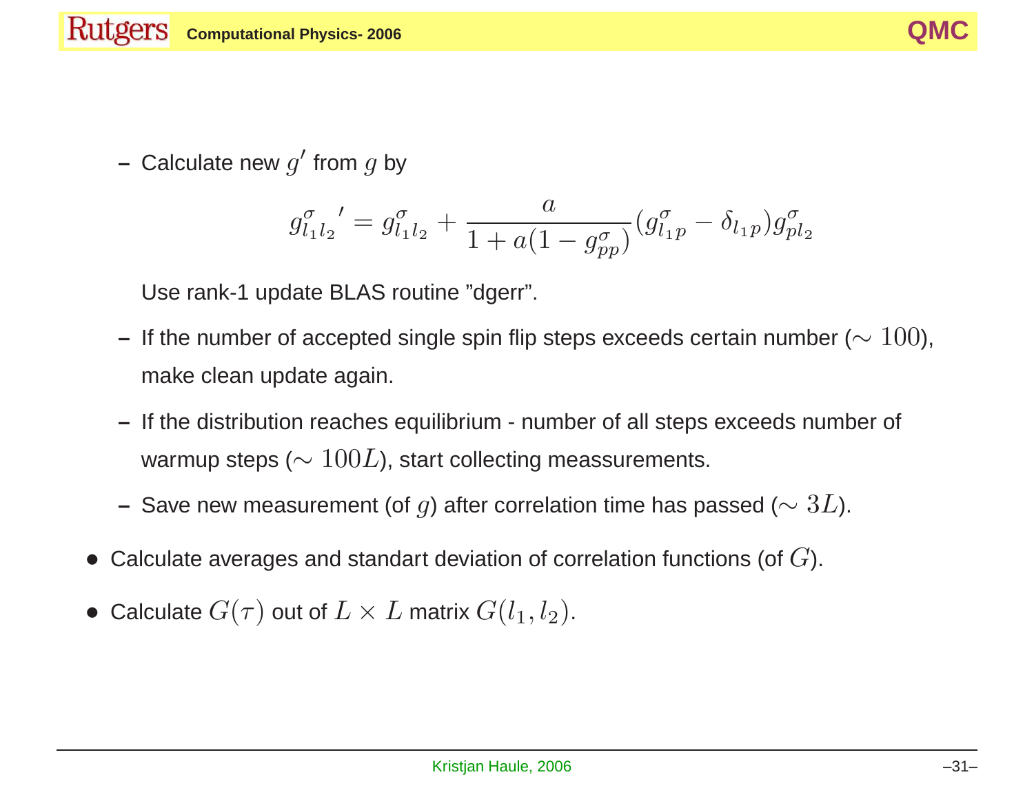- Calculate new $g'$ from $g$ by

$$g^{\sigma}_{l_1 l_2}{}' = g^{\sigma}_{l_1 l_2} + \frac{a}{1 + a(1 - g^{\sigma}_{pp})}(g^{\sigma}_{l_1 p} - \delta_{l_1 p}) g^{\sigma}_{p l_2}$$

  Use rank-1 update BLAS routine "dgerr".

- If the number of accepted single spin flip steps exceeds certain number ($\sim 100$), make clean update again.

- If the distribution reaches equilibrium - number of all steps exceeds number of warmup steps ($\sim 100L$), start collecting meassurements.

- Save new measurement (of $g$) after correlation time has passed ($\sim 3L$).

- Calculate averages and standart deviation of correlation functions (of $G$).

- Calculate $G(\tau)$ out of $L \times L$ matrix $G(l_1, l_2)$.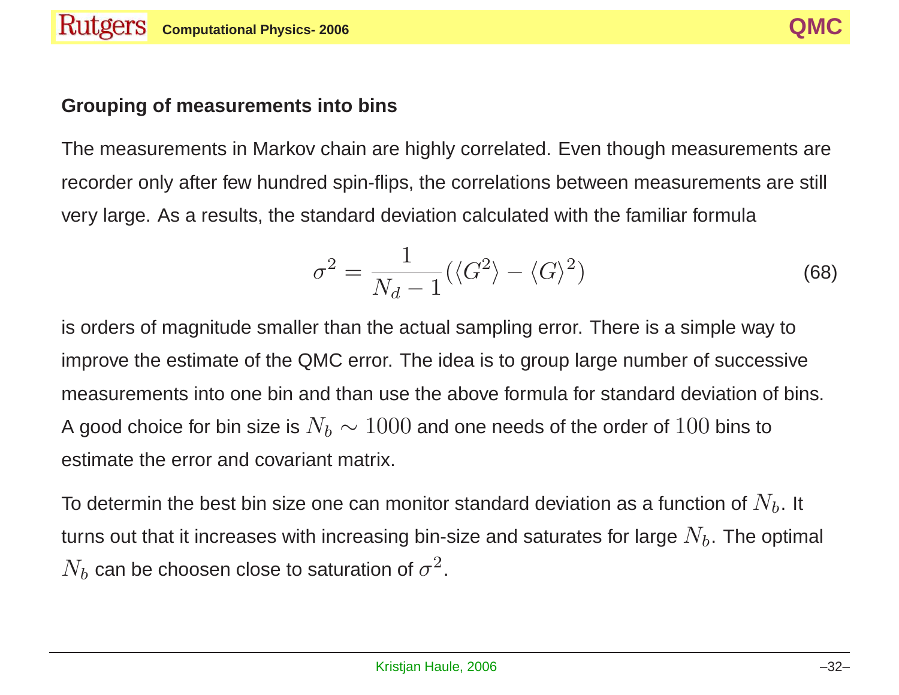### Grouping of measurements into bins

The measurements in Markov chain are highly correlated. Even though measurements are recorder only after few hundred spin-flips, the correlations between measurements are still very large. As a results, the standard deviation calculated with the familiar formula

$$\sigma^2 = \frac{1}{N_d - 1}(\langle G^2 \rangle - \langle G \rangle^2) \tag{68}$$

is orders of magnitude smaller than the actual sampling error. There is a simple way to improve the estimate of the QMC error. The idea is to group large number of successive measurements into one bin and than use the above formula for standard deviation of bins. A good choice for bin size is $N_b \sim 1000$ and one needs of the order of $100$ bins to estimate the error and covariant matrix.

To determin the best bin size one can monitor standard deviation as a function of $N_b$. It turns out that it increases with increasing bin-size and saturates for large $N_b$. The optimal $N_b$ can be choosen close to saturation of $\sigma^2$.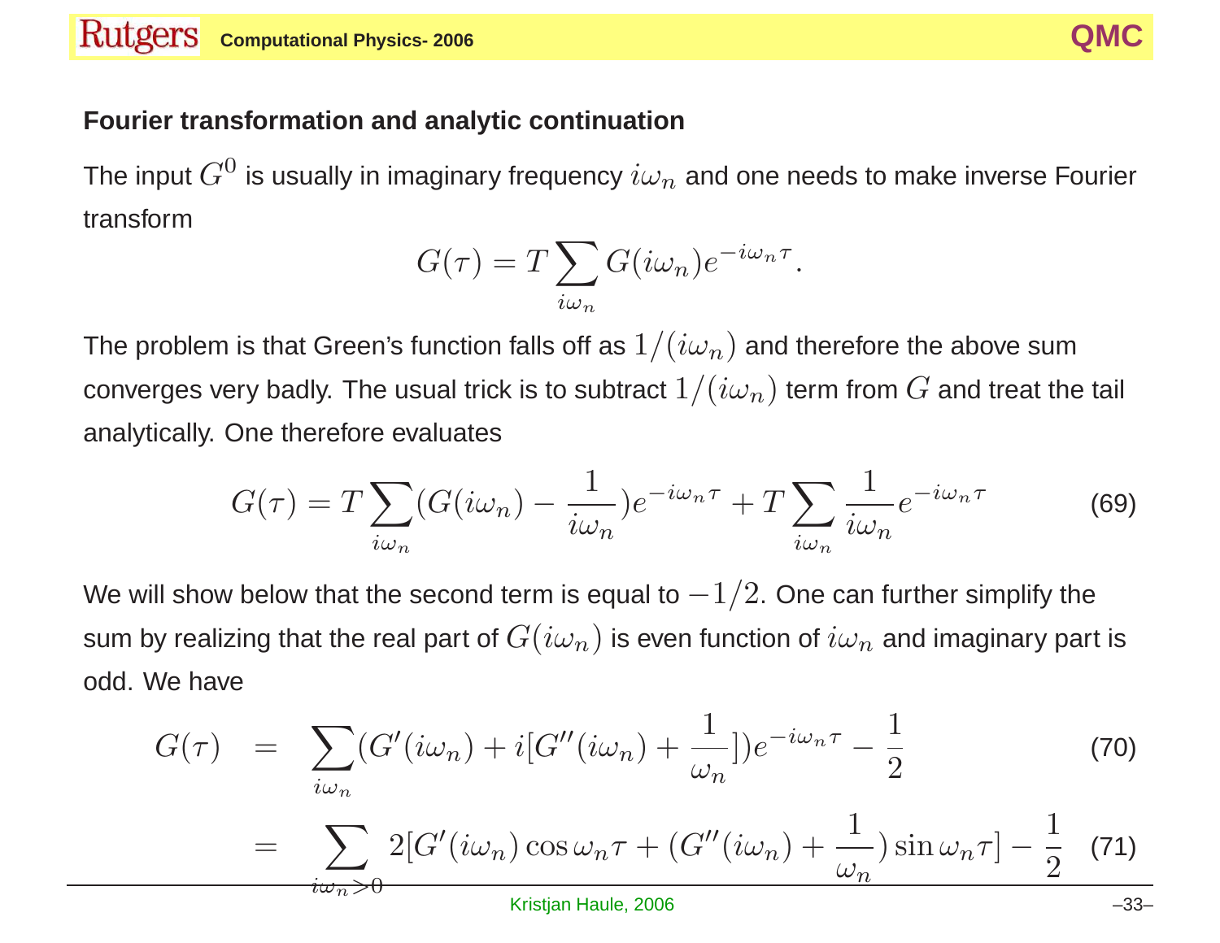## Fourier transformation and analytic continuation

The input $G^0$ is usually in imaginary frequency $i\omega_n$ and one needs to make inverse Fourier transform

$$G(\tau) = T \sum_{i\omega_n} G(i\omega_n) e^{-i\omega_n \tau}.$$

The problem is that Green's function falls off as $1/(i\omega_n)$ and therefore the above sum converges very badly. The usual trick is to subtract $1/(i\omega_n)$ term from $G$ and treat the tail analytically. One therefore evaluates

$$G(\tau) = T \sum_{i\omega_n} (G(i\omega_n) - \frac{1}{i\omega_n}) e^{-i\omega_n \tau} + T \sum_{i\omega_n} \frac{1}{i\omega_n} e^{-i\omega_n \tau} \tag{69}$$

We will show below that the second term is equal to $-1/2$. One can further simplify the sum by realizing that the real part of $G(i\omega_n)$ is even function of $i\omega_n$ and imaginary part is odd. We have

$$G(\tau) = \sum_{i\omega_n} (G'(i\omega_n) + i[G''(i\omega_n) + \frac{1}{\omega_n}]) e^{-i\omega_n \tau} - \frac{1}{2} \tag{70}$$

$$= \sum_{i\omega_n > 0} 2[G'(i\omega_n) \cos \omega_n \tau + (G''(i\omega_n) + \frac{1}{\omega_n}) \sin \omega_n \tau] - \frac{1}{2} \tag{71}$$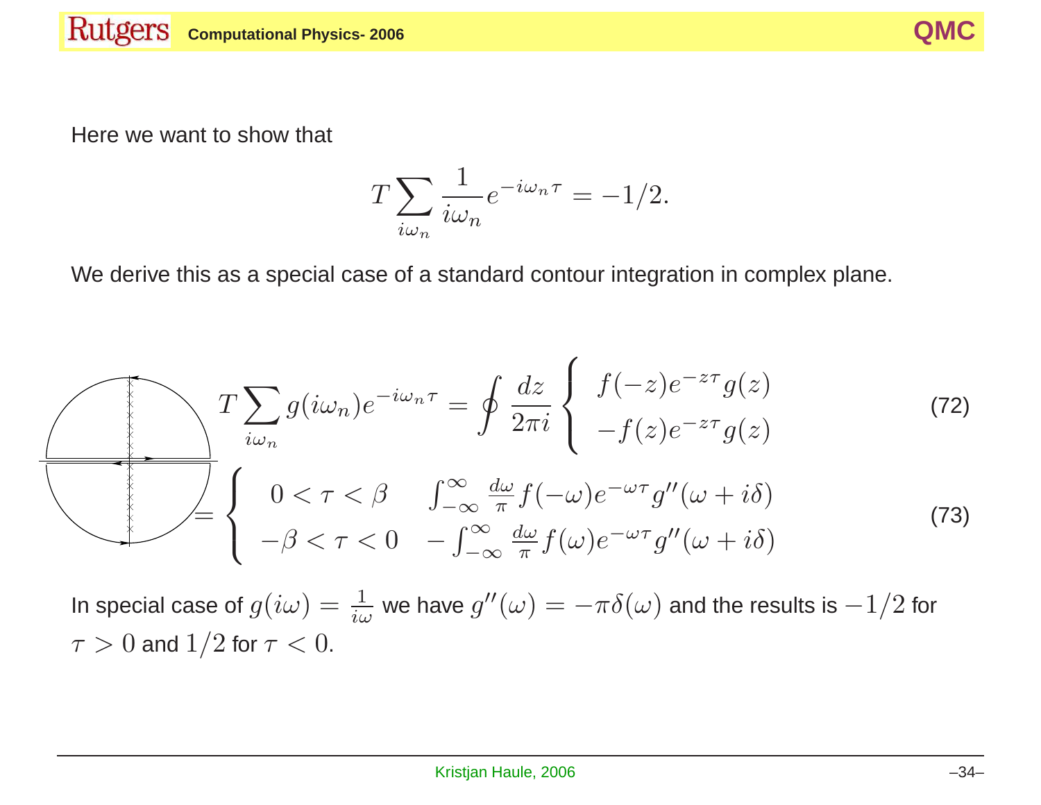Here we want to show that

$$T \sum_{i\omega_n} \frac{1}{i\omega_n} e^{-i\omega_n \tau} = -1/2.$$

We derive this as a special case of a standard contour integration in complex plane.

$$T \sum_{i\omega_n} g(i\omega_n) e^{-i\omega_n \tau} = \oint \frac{dz}{2\pi i} \left\{ \begin{array}{l} f(-z) e^{-z\tau} g(z) \\ -f(z) e^{-z\tau} g(z) \end{array} \right. \tag{72}$$

$$= \left\{ \begin{array}{lr} 0 < \tau < \beta & \int_{-\infty}^{\infty} \frac{d\omega}{\pi} f(-\omega) e^{-\omega\tau} g''(\omega + i\delta) \\ -\beta < \tau < 0 & -\int_{-\infty}^{\infty} \frac{d\omega}{\pi} f(\omega) e^{-\omega\tau} g''(\omega + i\delta) \end{array} \right. \tag{73}$$

In special case of $g(i\omega) = \frac{1}{i\omega}$ we have $g''(\omega) = -\pi\delta(\omega)$ and the results is $-1/2$ for $\tau > 0$ and $1/2$ for $\tau < 0$.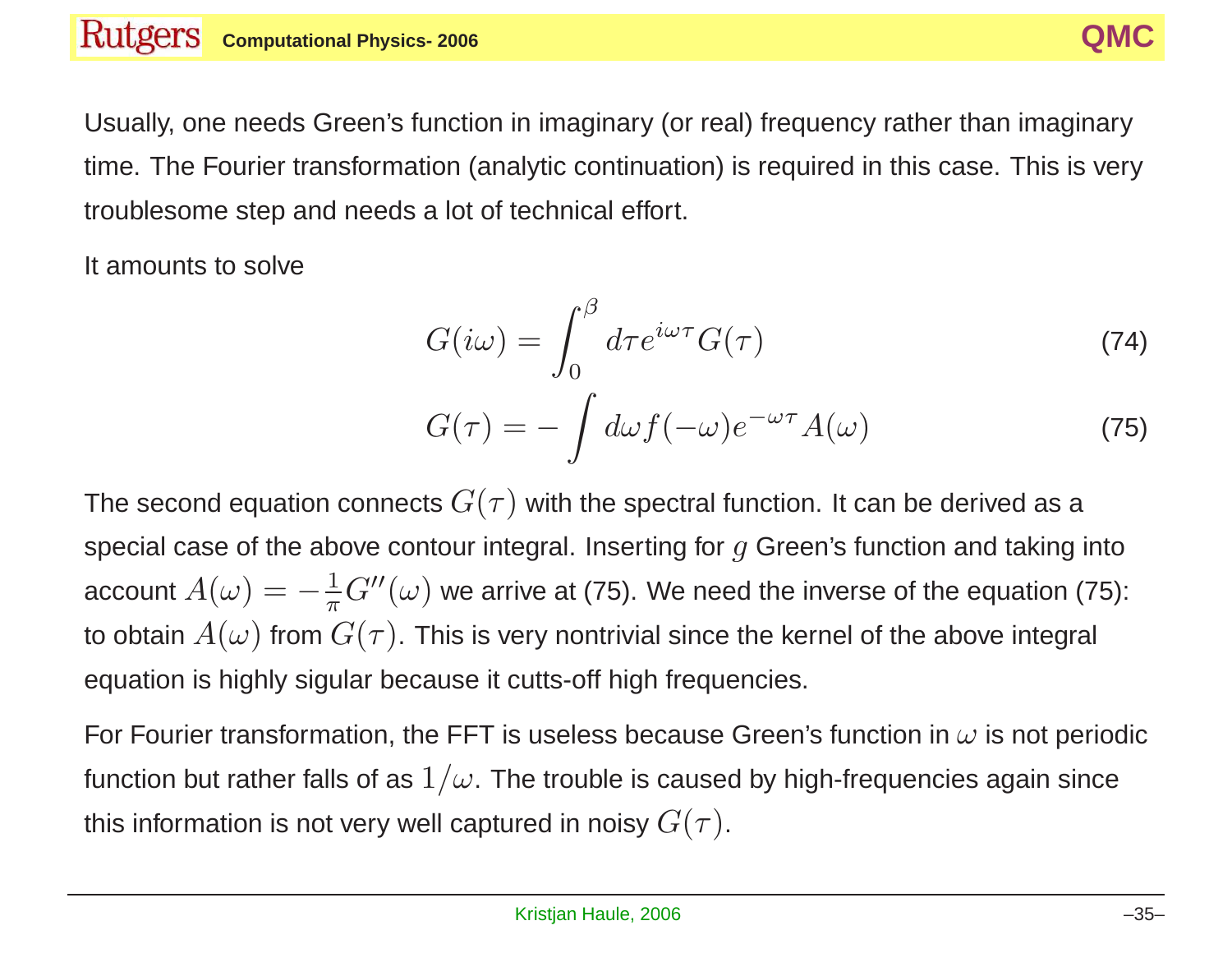Usually, one needs Green's function in imaginary (or real) frequency rather than imaginary time. The Fourier transformation (analytic continuation) is required in this case. This is very troublesome step and needs a lot of technical effort.

It amounts to solve

$$G(i\omega) = \int_0^\beta d\tau e^{i\omega\tau} G(\tau) \tag{74}$$

$$G(\tau) = -\int d\omega f(-\omega) e^{-\omega\tau} A(\omega) \tag{75}$$

The second equation connects $G(\tau)$ with the spectral function. It can be derived as a special case of the above contour integral. Inserting for $g$ Green's function and taking into account $A(\omega) = -\frac{1}{\pi} G''(\omega)$ we arrive at (75). We need the inverse of the equation (75): to obtain $A(\omega)$ from $G(\tau)$. This is very nontrivial since the kernel of the above integral equation is highly sigular because it cutts-off high frequencies.

For Fourier transformation, the FFT is useless because Green's function in $\omega$ is not periodic function but rather falls of as $1/\omega$. The trouble is caused by high-frequencies again since this information is not very well captured in noisy $G(\tau)$.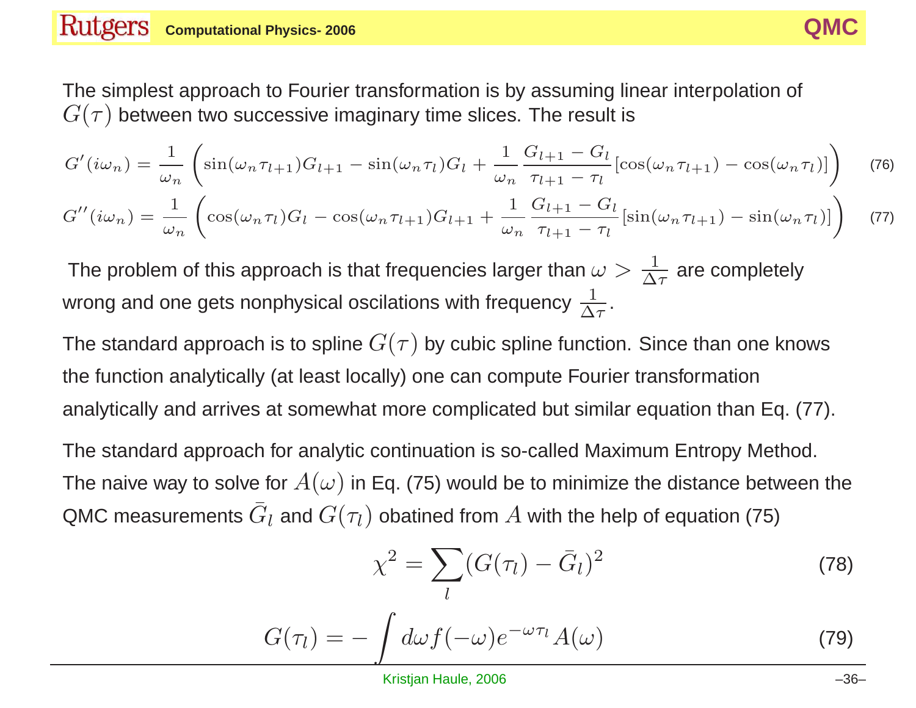The simplest approach to Fourier transformation is by assuming linear interpolation of $G(\tau)$ between two successive imaginary time slices. The result is

$$G'(i\omega_n) = \frac{1}{\omega_n}\left(\sin(\omega_n\tau_{l+1})G_{l+1} - \sin(\omega_n\tau_l)G_l + \frac{1}{\omega_n}\frac{G_{l+1}-G_l}{\tau_{l+1}-\tau_l}[\cos(\omega_n\tau_{l+1}) - \cos(\omega_n\tau_l)]\right) \quad (76)$$

$$G''(i\omega_n) = \frac{1}{\omega_n}\left(\cos(\omega_n\tau_l)G_l - \cos(\omega_n\tau_{l+1})G_{l+1} + \frac{1}{\omega_n}\frac{G_{l+1}-G_l}{\tau_{l+1}-\tau_l}[\sin(\omega_n\tau_{l+1}) - \sin(\omega_n\tau_l)]\right) \quad (77)$$

The problem of this approach is that frequencies larger than $\omega > \frac{1}{\Delta\tau}$ are completely wrong and one gets nonphysical oscillations with frequency $\frac{1}{\Delta\tau}$.

The standard approach is to spline $G(\tau)$ by cubic spline function. Since than one knows the function analytically (at least locally) one can compute Fourier transformation analytically and arrives at somewhat more complicated but similar equation than Eq. (77).

The standard approach for analytic continuation is so-called Maximum Entropy Method. The naive way to solve for $A(\omega)$ in Eq. (75) would be to minimize the distance between the QMC measurements $\bar{G}_l$ and $G(\tau_l)$ obatined from $A$ with the help of equation (75)

$$\chi^2 = \sum_l (G(\tau_l) - \bar{G}_l)^2 \quad (78)$$

$$G(\tau_l) = -\int d\omega f(-\omega) e^{-\omega\tau_l} A(\omega) \quad (79)$$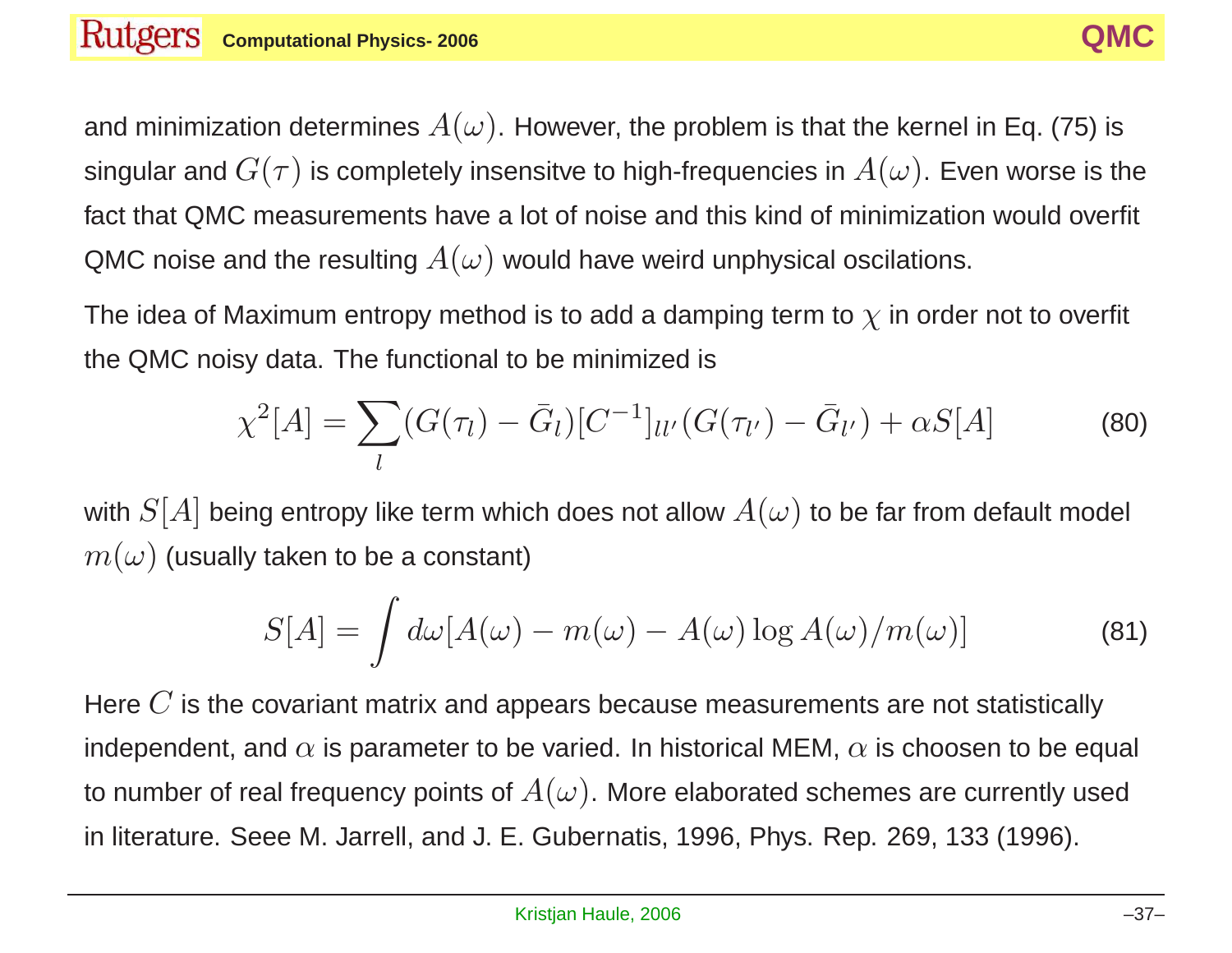and minimization determines $A(\omega)$. However, the problem is that the kernel in Eq. (75) is singular and $G(\tau)$ is completely insensitve to high-frequencies in $A(\omega)$. Even worse is the fact that QMC measurements have a lot of noise and this kind of minimization would overfit QMC noise and the resulting $A(\omega)$ would have weird unphysical oscilations.

The idea of Maximum entropy method is to add a damping term to $\chi$ in order not to overfit the QMC noisy data. The functional to be minimized is

$$\chi^2[A] = \sum_l (G(\tau_l) - \bar{G}_l)[C^{-1}]_{ll'}(G(\tau_{l'}) - \bar{G}_{l'}) + \alpha S[A] \tag{80}$$

with $S[A]$ being entropy like term which does not allow $A(\omega)$ to be far from default model $m(\omega)$ (usually taken to be a constant)

$$S[A] = \int d\omega [A(\omega) - m(\omega) - A(\omega) \log A(\omega)/m(\omega)] \tag{81}$$

Here $C$ is the covariant matrix and appears because measurements are not statistically independent, and $\alpha$ is parameter to be varied. In historical MEM, $\alpha$ is choosen to be equal to number of real frequency points of $A(\omega)$. More elaborated schemes are currently used in literature. Seee M. Jarrell, and J. E. Gubernatis, 1996, Phys. Rep. 269, 133 (1996).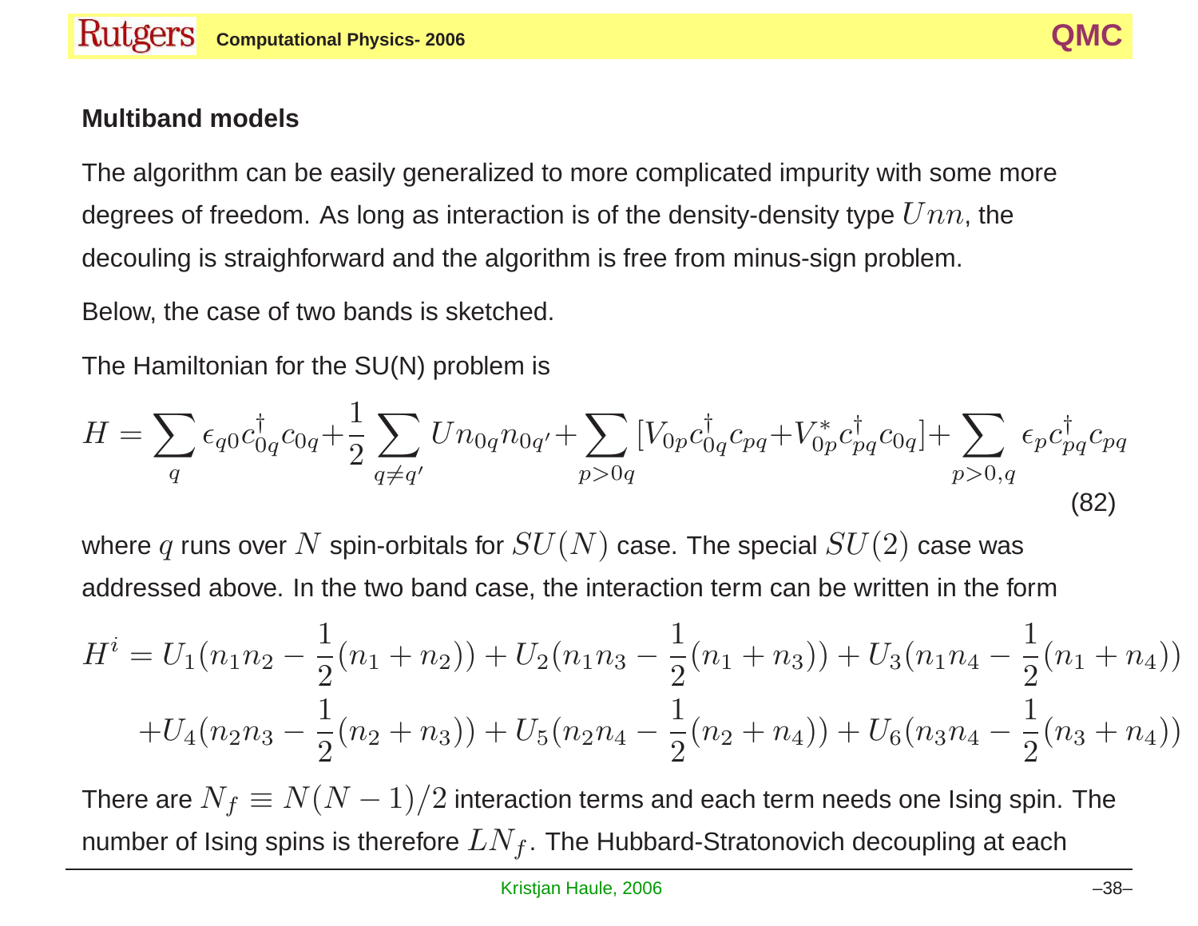## Multiband models

The algorithm can be easily generalized to more complicated impurity with some more degrees of freedom. As long as interaction is of the density-density type $Unn$, the decouling is straighforward and the algorithm is free from minus-sign problem.

Below, the case of two bands is sketched.

The Hamiltonian for the SU(N) problem is

$$H = \sum_q \epsilon_{q0} c^\dagger_{0q} c_{0q} + \frac{1}{2} \sum_{q \neq q'} U n_{0q} n_{0q'} + \sum_{p>0q} [V_{0p} c^\dagger_{0q} c_{pq} + V^*_{0p} c^\dagger_{pq} c_{0q}] + \sum_{p>0,q} \epsilon_p c^\dagger_{pq} c_{pq} \tag{82}$$

where $q$ runs over $N$ spin-orbitals for $SU(N)$ case. The special $SU(2)$ case was addressed above. In the two band case, the interaction term can be written in the form

$$\begin{aligned}
H^i = {} & U_1(n_1 n_2 - \frac{1}{2}(n_1 + n_2)) + U_2(n_1 n_3 - \frac{1}{2}(n_1 + n_3)) + U_3(n_1 n_4 - \frac{1}{2}(n_1 + n_4)) \\
& + U_4(n_2 n_3 - \frac{1}{2}(n_2 + n_3)) + U_5(n_2 n_4 - \frac{1}{2}(n_2 + n_4)) + U_6(n_3 n_4 - \frac{1}{2}(n_3 + n_4))
\end{aligned}$$

There are $N_f \equiv N(N-1)/2$ interaction terms and each term needs one Ising spin. The number of Ising spins is therefore $LN_f$. The Hubbard-Stratonovich decoupling at each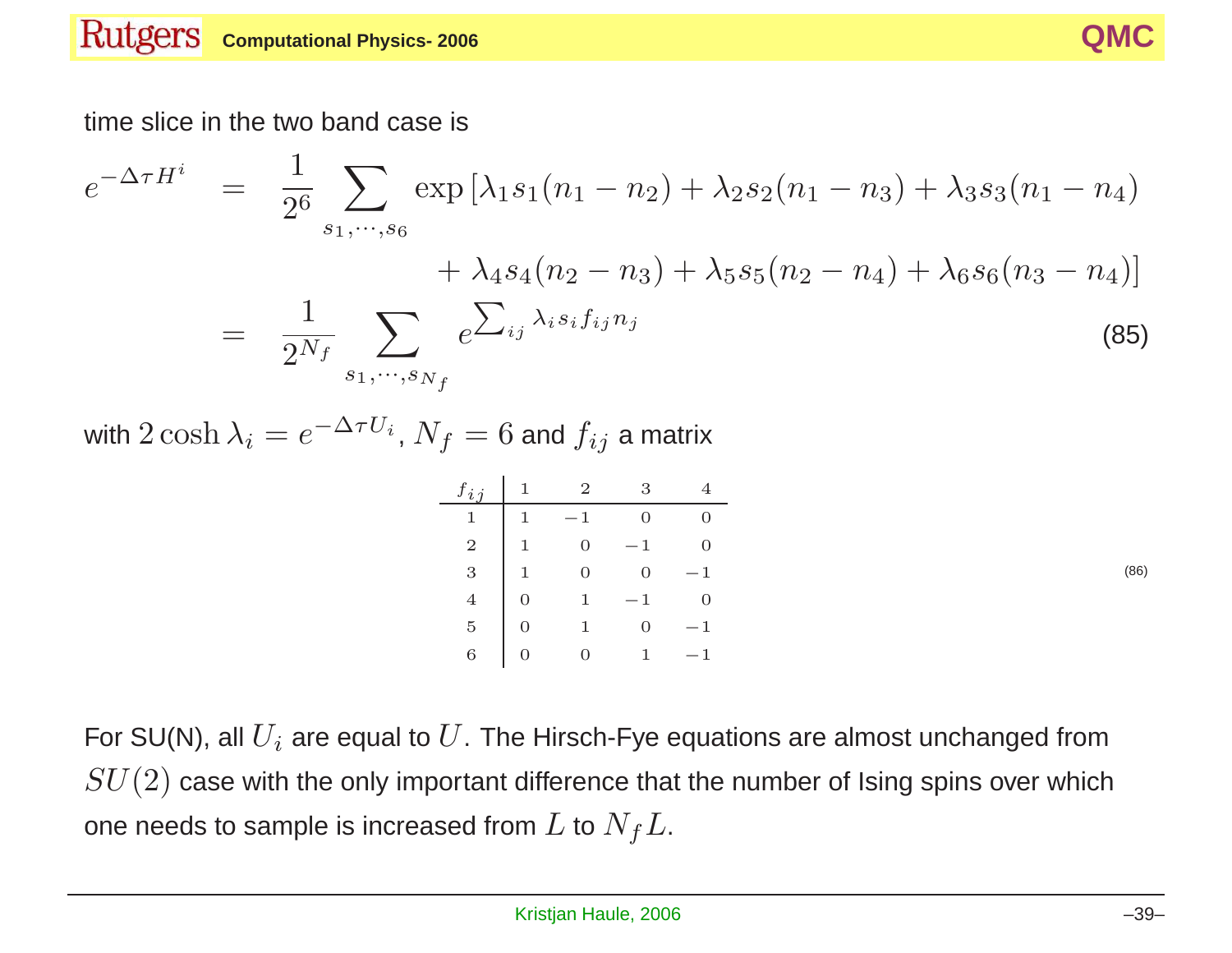time slice in the two band case is

$$
\begin{aligned}
e^{-\Delta\tau H^i} &= \frac{1}{2^6}\sum_{s_1,\cdots,s_6} \exp\left[\lambda_1 s_1(n_1-n_2)+\lambda_2 s_2(n_1-n_3)+\lambda_3 s_3(n_1-n_4)\right. \\
&\qquad\qquad \left. +\lambda_4 s_4(n_2-n_3)+\lambda_5 s_5(n_2-n_4)+\lambda_6 s_6(n_3-n_4)\right] \\
&= \frac{1}{2^{N_f}}\sum_{s_1,\cdots,s_{N_f}} e^{\sum_{ij}\lambda_i s_i f_{ij} n_j}
\end{aligned}
\tag{85}
$$

with $2\cosh\lambda_i = e^{-\Delta\tau U_i}$, $N_f = 6$ and $f_{ij}$ a matrix

| $f_{ij}$ | 1 | 2 | 3 | 4 |
|---|---|---|---|---|
| 1 | 1 | −1 | 0 | 0 |
| 2 | 1 | 0 | −1 | 0 |
| 3 | 1 | 0 | 0 | −1 |
| 4 | 0 | 1 | −1 | 0 |
| 5 | 0 | 1 | 0 | −1 |
| 6 | 0 | 0 | 1 | −1 |

(86)

For SU(N), all $U_i$ are equal to $U$. The Hirsch-Fye equations are almost unchanged from $SU(2)$ case with the only important difference that the number of Ising spins over which one needs to sample is increased from $L$ to $N_f L$.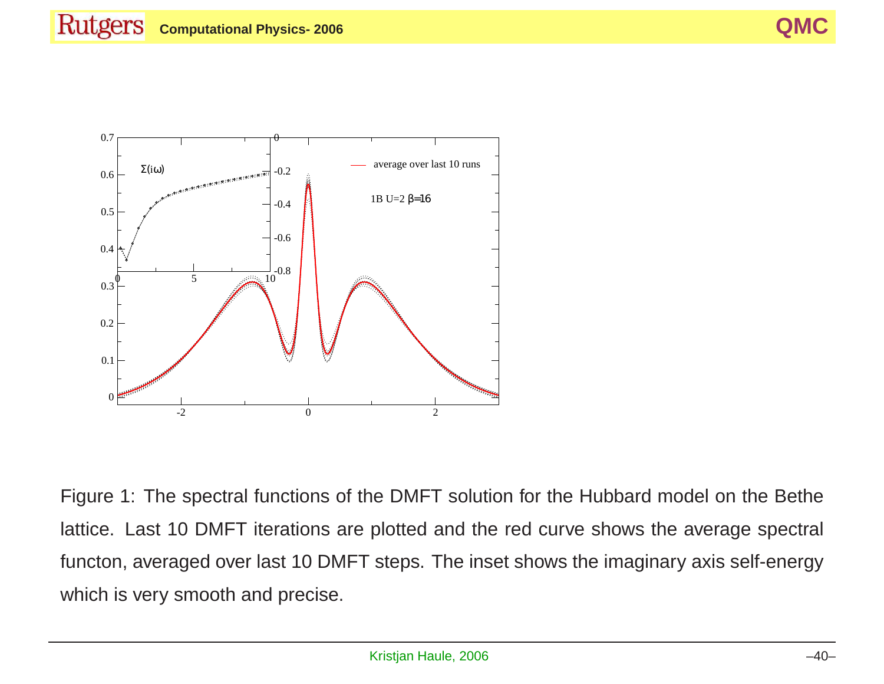Figure 1: The spectral functions of the DMFT solution for the Hubbard model on the Bethe lattice. Last 10 DMFT iterations are plotted and the red curve shows the average spectral functon, averaged over last 10 DMFT steps. The inset shows the imaginary axis self-energy which is very smooth and precise.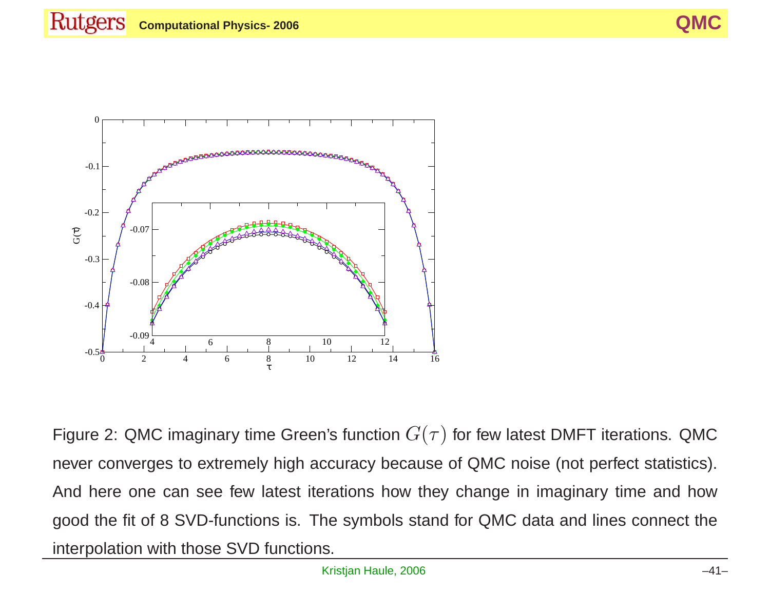Figure 2: QMC imaginary time Green's function $G(\tau)$ for few latest DMFT iterations. QMC never converges to extremely high accuracy because of QMC noise (not perfect statistics). And here one can see few latest iterations how they change in imaginary time and how good the fit of 8 SVD-functions is. The symbols stand for QMC data and lines connect the interpolation with those SVD functions.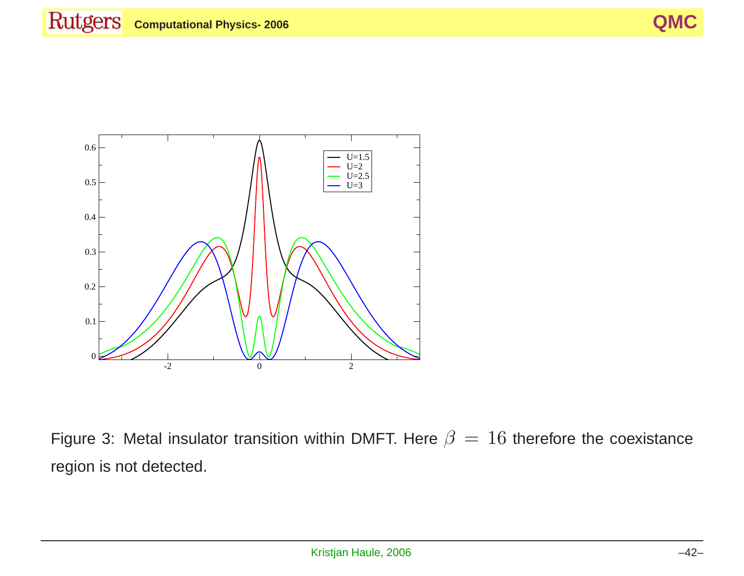Figure 3: Metal insulator transition within DMFT. Here $\beta = 16$ therefore the coexistance region is not detected.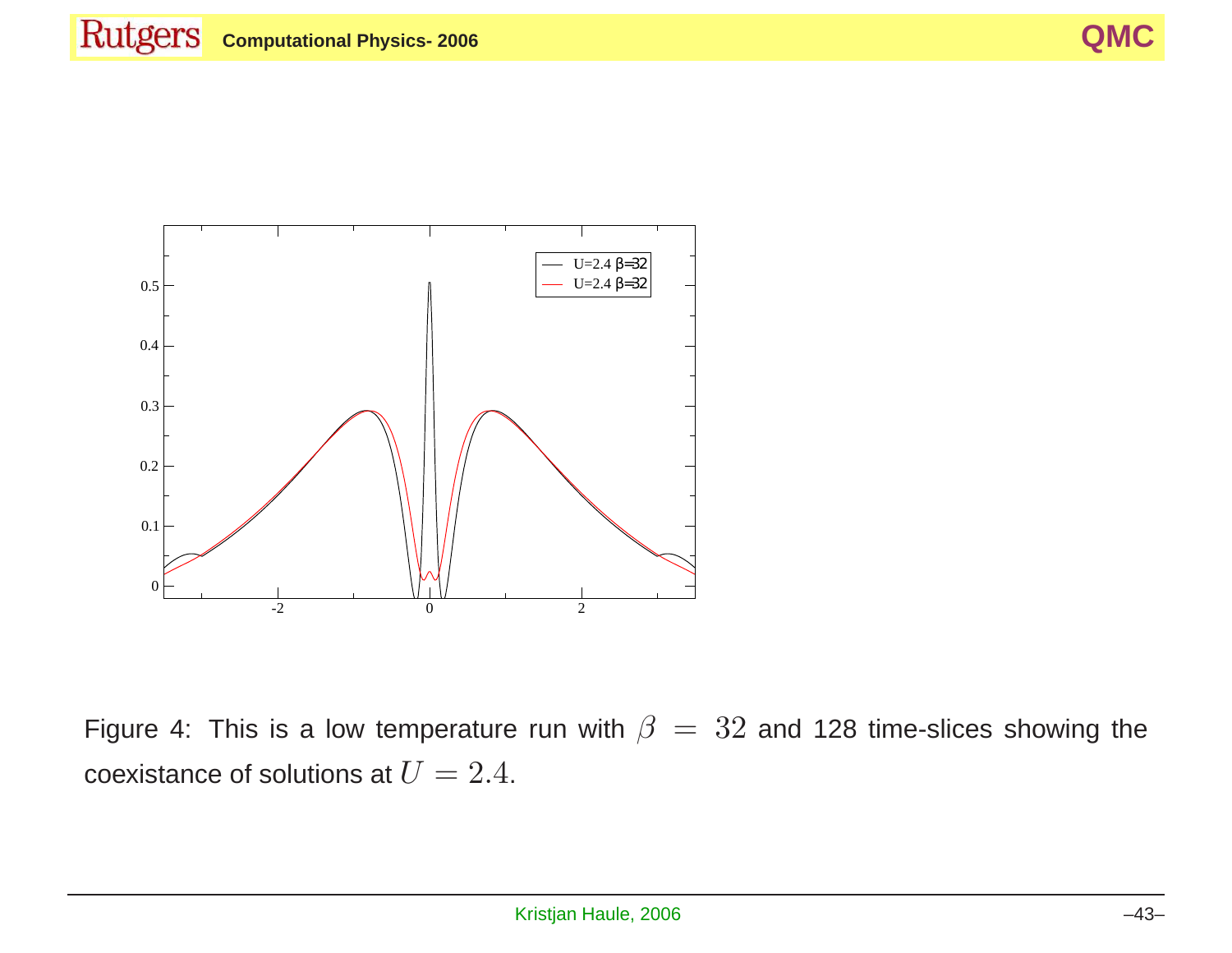Figure 4: This is a low temperature run with $\beta = 32$ and 128 time-slices showing the coexistance of solutions at $U = 2.4$.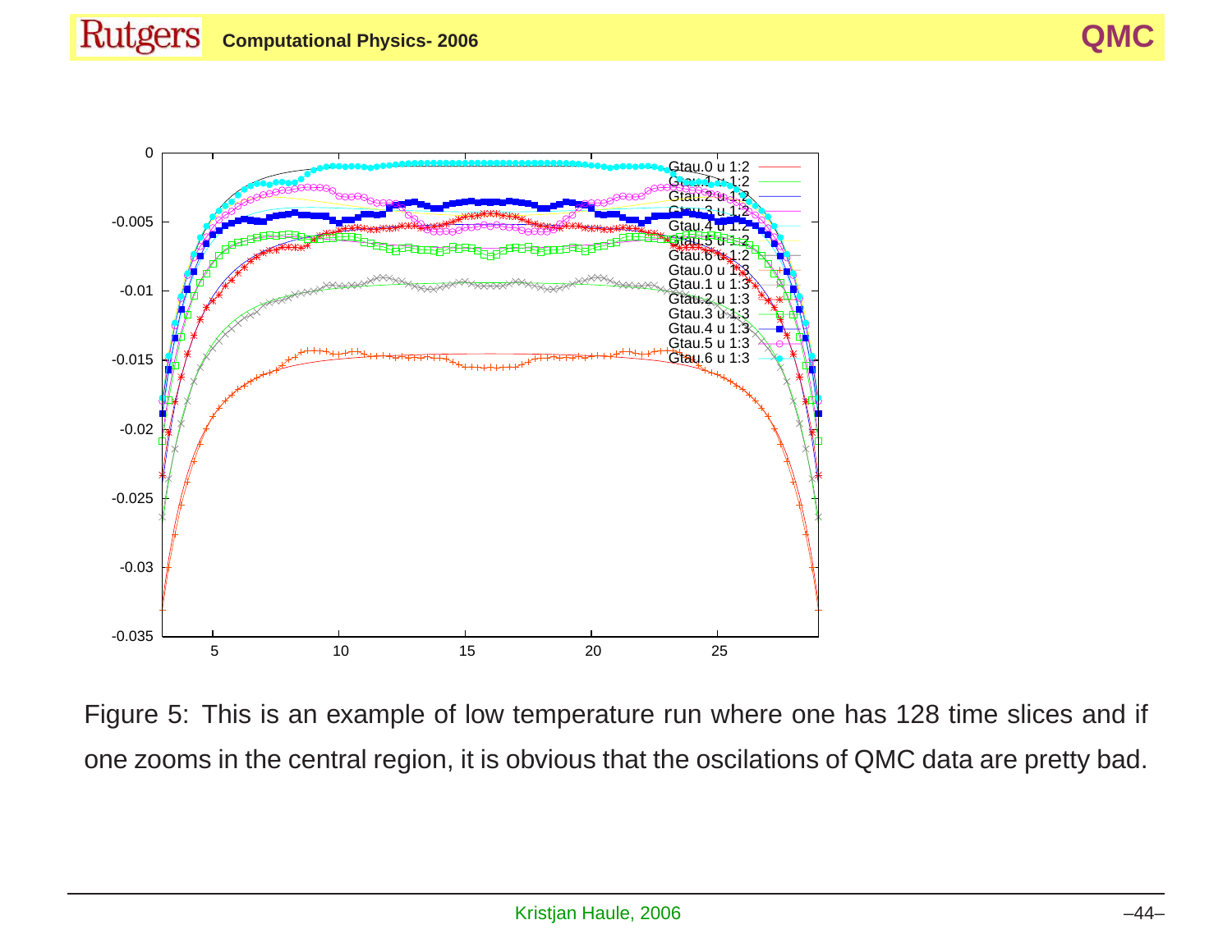0

-0.005

-0.01

-0.015

-0.02

-0.025

-0.03

-0.035

5

10

15

20

25

Gtau.0 u 1:2
Gtau.1 u 1:2
Gtau.2 u 1:2
Gtau.3 u 1:2
Gtau.4 u 1:2
Gtau.5 u 1:2
Gtau.6 u 1:2
Gtau.0 u 1:3
Gtau.1 u 1:3
Gtau.2 u 1:3
Gtau.3 u 1:3
Gtau.4 u 1:3
Gtau.5 u 1:3
Gtau.6 u 1:3

Figure 5: This is an example of low temperature run where one has 128 time slices and if one zooms in the central region, it is obvious that the oscilations of QMC data are pretty bad.